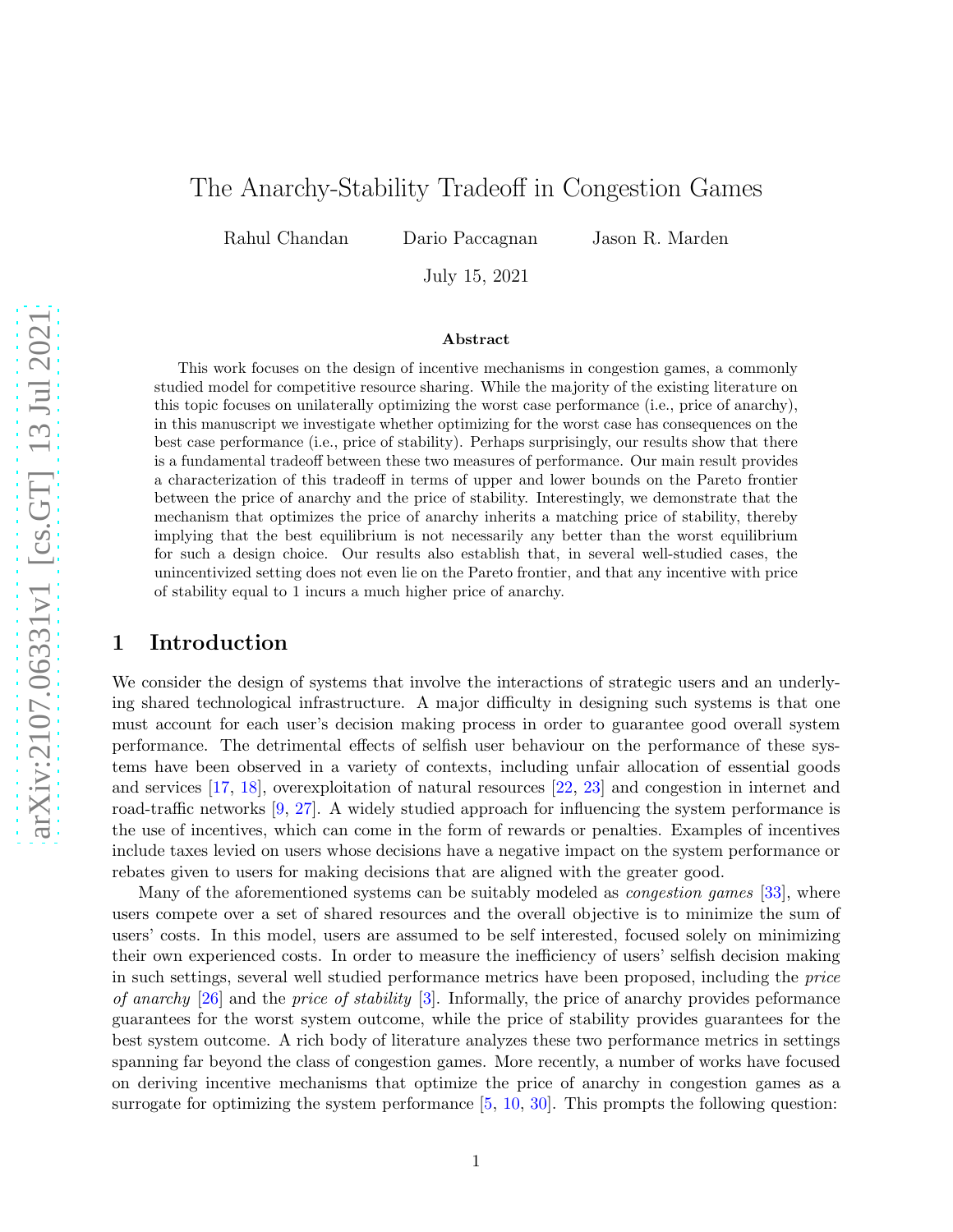# The Anarchy-Stability Tradeoff in Congestion Games

Rahul Chandan    Dario Paccagnan    Jason R. Marden

July 15, 2021

### Abstract

This work focuses on the design of incentive mechanisms in congestion games, a commonly studied model for competitive resource sharing. While the majority of the existing literature on this topic focuses on unilaterally optimizing the worst case performance (i.e., price of anarchy), in this manuscript we investigate whether optimizing for the worst case has consequences on the best case performance (i.e., price of stability). Perhaps surprisingly, our results show that there is a fundamental tradeoff between these two measures of performance. Our main result provides a characterization of this tradeoff in terms of upper and lower bounds on the Pareto frontier between the price of anarchy and the price of stability. Interestingly, we demonstrate that the mechanism that optimizes the price of anarchy inherits a matching price of stability, thereby implying that the best equilibrium is not necessarily any better than the worst equilibrium for such a design choice. Our results also establish that, in several well-studied cases, the unincentivized setting does not even lie on the Pareto frontier, and that any incentive with price of stability equal to 1 incurs a much higher price of anarchy.

## 1 Introduction

We consider the design of systems that involve the interactions of strategic users and an underlying shared technological infrastructure. A major difficulty in designing such systems is that one must account for each user's decision making process in order to guarantee good overall system performance. The detrimental effects of selfish user behaviour on the performance of these systems have been observed in a variety of contexts, including unfair allocation of essential goods and services [17, 18], overexploitation of natural resources [22, 23] and congestion in internet and road-traffic networks [9, 27]. A widely studied approach for influencing the system performance is the use of incentives, which can come in the form of rewards or penalties. Examples of incentives include taxes levied on users whose decisions have a negative impact on the system performance or rebates given to users for making decisions that are aligned with the greater good.

Many of the aforementioned systems can be suitably modeled as *congestion games* [33], where users compete over a set of shared resources and the overall objective is to minimize the sum of users' costs. In this model, users are assumed to be self interested, focused solely on minimizing their own experienced costs. In order to measure the inefficiency of users' selfish decision making in such settings, several well studied performance metrics have been proposed, including the *price of anarchy* [26] and the *price of stability* [3]. Informally, the price of anarchy provides peformance guarantees for the worst system outcome, while the price of stability provides guarantees for the best system outcome. A rich body of literature analyzes these two performance metrics in settings spanning far beyond the class of congestion games. More recently, a number of works have focused on deriving incentive mechanisms that optimize the price of anarchy in congestion games as a surrogate for optimizing the system performance [5, 10, 30]. This prompts the following question: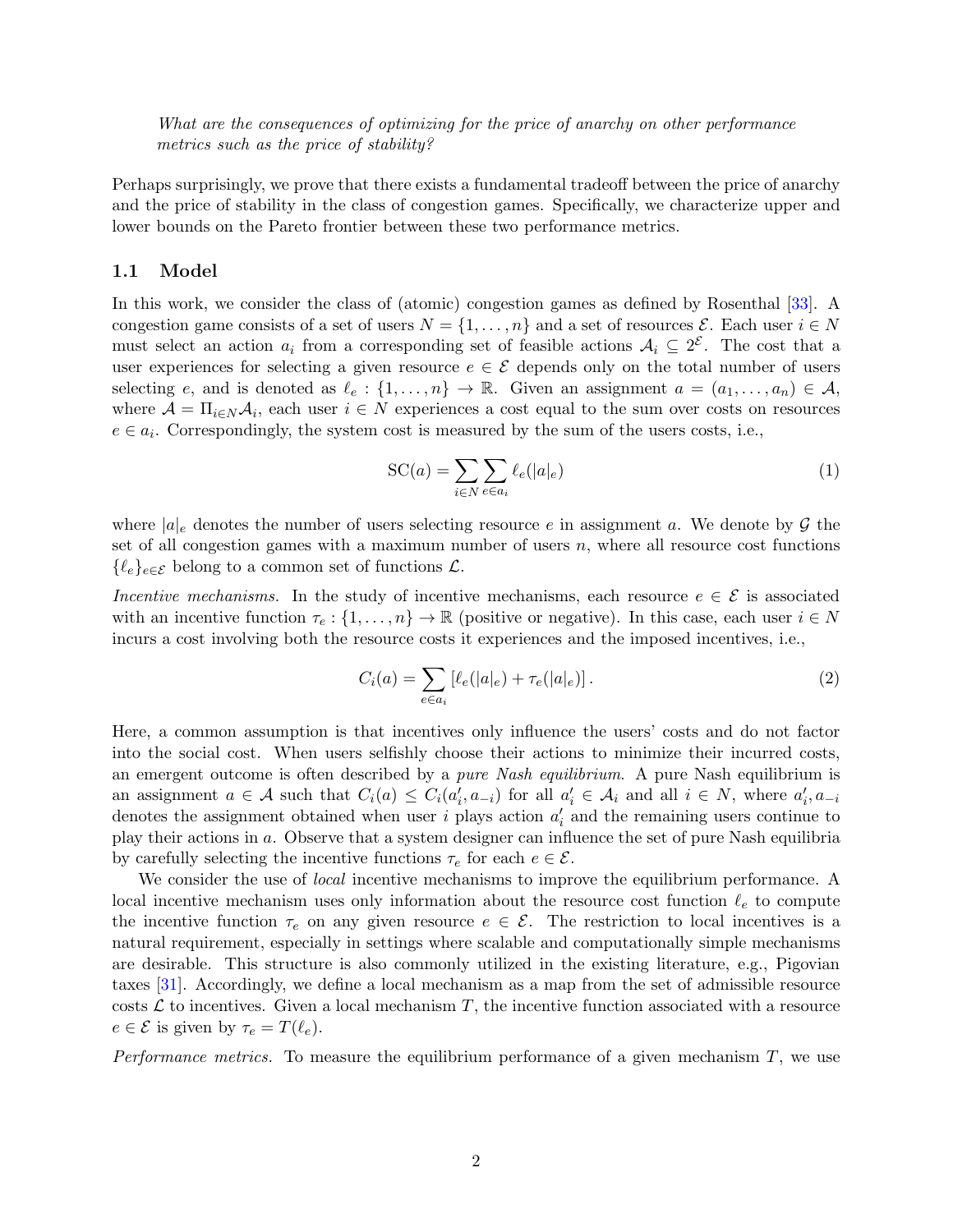*What are the consequences of optimizing for the price of anarchy on other performance metrics such as the price of stability?*

Perhaps surprisingly, we prove that there exists a fundamental tradeoff between the price of anarchy and the price of stability in the class of congestion games. Specifically, we characterize upper and lower bounds on the Pareto frontier between these two performance metrics.

### 1.1 Model

In this work, we consider the class of (atomic) congestion games as defined by Rosenthal [33]. A congestion game consists of a set of users $N = \{1, \ldots, n\}$ and a set of resources $\mathcal{E}$. Each user $i \in N$ must select an action $a_i$ from a corresponding set of feasible actions $\mathcal{A}_i \subseteq 2^{\mathcal{E}}$. The cost that a user experiences for selecting a given resource $e \in \mathcal{E}$ depends only on the total number of users selecting $e$, and is denoted as $\ell_e : \{1, \ldots, n\} \to \mathbb{R}$. Given an assignment $a = (a_1, \ldots, a_n) \in \mathcal{A}$, where $\mathcal{A} = \Pi_{i \in N} \mathcal{A}_i$, each user $i \in N$ experiences a cost equal to the sum over costs on resources $e \in a_i$. Correspondingly, the system cost is measured by the sum of the users costs, i.e.,

$$\mathrm{SC}(a) = \sum_{i \in N} \sum_{e \in a_i} \ell_e(|a|_e) \tag{1}$$

where $|a|_e$ denotes the number of users selecting resource $e$ in assignment $a$. We denote by $\mathcal{G}$ the set of all congestion games with a maximum number of users $n$, where all resource cost functions $\{\ell_e\}_{e \in \mathcal{E}}$ belong to a common set of functions $\mathcal{L}$.

*Incentive mechanisms.* In the study of incentive mechanisms, each resource $e \in \mathcal{E}$ is associated with an incentive function $\tau_e : \{1, \ldots, n\} \to \mathbb{R}$ (positive or negative). In this case, each user $i \in N$ incurs a cost involving both the resource costs it experiences and the imposed incentives, i.e.,

$$C_i(a) = \sum_{e \in a_i} \left[ \ell_e(|a|_e) + \tau_e(|a|_e) \right]. \tag{2}$$

Here, a common assumption is that incentives only influence the users' costs and do not factor into the social cost. When users selfishly choose their actions to minimize their incurred costs, an emergent outcome is often described by a *pure Nash equilibrium*. A pure Nash equilibrium is an assignment $a \in \mathcal{A}$ such that $C_i(a) \leq C_i(a_i', a_{-i})$ for all $a_i' \in \mathcal{A}_i$ and all $i \in N$, where $a_i', a_{-i}$ denotes the assignment obtained when user $i$ plays action $a_i'$ and the remaining users continue to play their actions in $a$. Observe that a system designer can influence the set of pure Nash equilibria by carefully selecting the incentive functions $\tau_e$ for each $e \in \mathcal{E}$.

We consider the use of *local* incentive mechanisms to improve the equilibrium performance. A local incentive mechanism uses only information about the resource cost function $\ell_e$ to compute the incentive function $\tau_e$ on any given resource $e \in \mathcal{E}$. The restriction to local incentives is a natural requirement, especially in settings where scalable and computationally simple mechanisms are desirable. This structure is also commonly utilized in the existing literature, e.g., Pigovian taxes [31]. Accordingly, we define a local mechanism as a map from the set of admissible resource costs $\mathcal{L}$ to incentives. Given a local mechanism $T$, the incentive function associated with a resource $e \in \mathcal{E}$ is given by $\tau_e = T(\ell_e)$.

*Performance metrics.* To measure the equilibrium performance of a given mechanism $T$, we use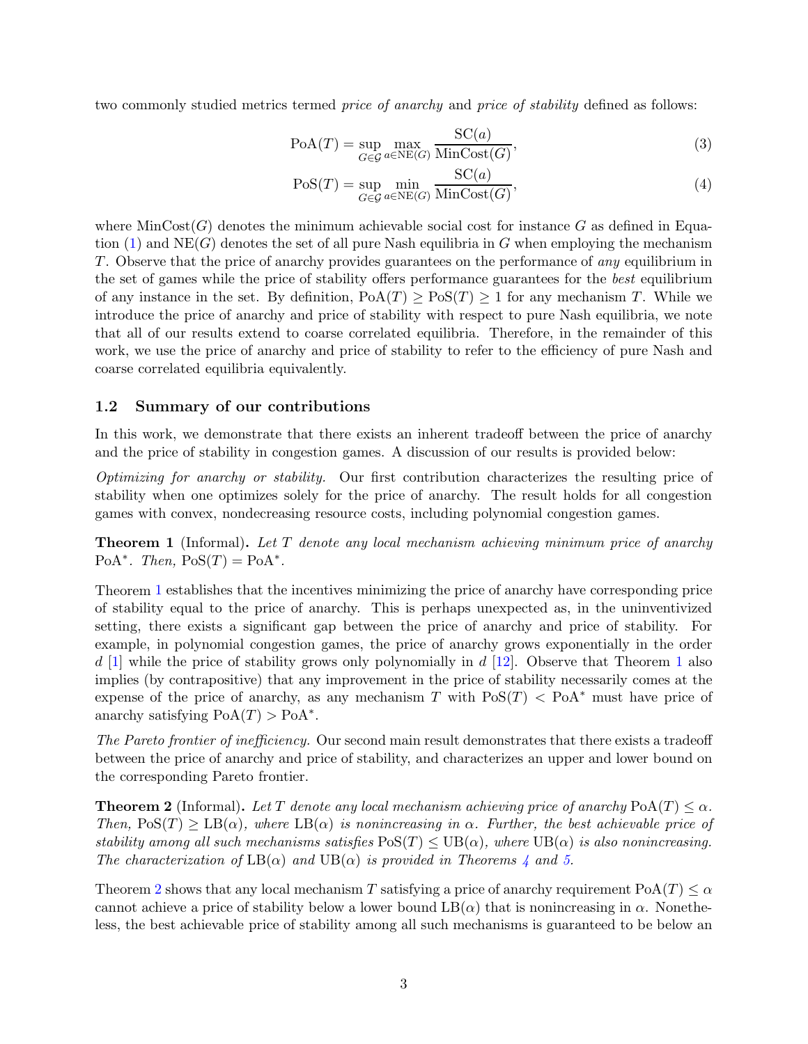two commonly studied metrics termed *price of anarchy* and *price of stability* defined as follows:

$$\mathrm{PoA}(T) = \sup_{G \in \mathcal{G}} \max_{a \in \mathrm{NE}(G)} \frac{\mathrm{SC}(a)}{\mathrm{MinCost}(G)}, \tag{3}$$

$$\mathrm{PoS}(T) = \sup_{G \in \mathcal{G}} \min_{a \in \mathrm{NE}(G)} \frac{\mathrm{SC}(a)}{\mathrm{MinCost}(G)}, \tag{4}$$

where $\mathrm{MinCost}(G)$ denotes the minimum achievable social cost for instance $G$ as defined in Equation (1) and $\mathrm{NE}(G)$ denotes the set of all pure Nash equilibria in $G$ when employing the mechanism $T$. Observe that the price of anarchy provides guarantees on the performance of *any* equilibrium in the set of games while the price of stability offers performance guarantees for the *best* equilibrium of any instance in the set. By definition, $\mathrm{PoA}(T) \geq \mathrm{PoS}(T) \geq 1$ for any mechanism $T$. While we introduce the price of anarchy and price of stability with respect to pure Nash equilibria, we note that all of our results extend to coarse correlated equilibria. Therefore, in the remainder of this work, we use the price of anarchy and price of stability to refer to the efficiency of pure Nash and coarse correlated equilibria equivalently.

### 1.2 Summary of our contributions

In this work, we demonstrate that there exists an inherent tradeoff between the price of anarchy and the price of stability in congestion games. A discussion of our results is provided below:

*Optimizing for anarchy or stability.* Our first contribution characterizes the resulting price of stability when one optimizes solely for the price of anarchy. The result holds for all congestion games with convex, nondecreasing resource costs, including polynomial congestion games.

**Theorem 1** (Informal)**.** *Let $T$ denote any local mechanism achieving minimum price of anarchy $\mathrm{PoA}^*$. Then, $\mathrm{PoS}(T) = \mathrm{PoA}^*$.*

Theorem 1 establishes that the incentives minimizing the price of anarchy have corresponding price of stability equal to the price of anarchy. This is perhaps unexpected as, in the unincentivized setting, there exists a significant gap between the price of anarchy and price of stability. For example, in polynomial congestion games, the price of anarchy grows exponentially in the order $d$ [1] while the price of stability grows only polynomially in $d$ [12]. Observe that Theorem 1 also implies (by contrapositive) that any improvement in the price of stability necessarily comes at the expense of the price of anarchy, as any mechanism $T$ with $\mathrm{PoS}(T) < \mathrm{PoA}^*$ must have price of anarchy satisfying $\mathrm{PoA}(T) > \mathrm{PoA}^*$.

*The Pareto frontier of inefficiency.* Our second main result demonstrates that there exists a tradeoff between the price of anarchy and price of stability, and characterizes an upper and lower bound on the corresponding Pareto frontier.

**Theorem 2** (Informal)**.** *Let $T$ denote any local mechanism achieving price of anarchy $\mathrm{PoA}(T) \leq \alpha$. Then, $\mathrm{PoS}(T) \geq \mathrm{LB}(\alpha)$, where $\mathrm{LB}(\alpha)$ is nonincreasing in $\alpha$. Further, the best achievable price of stability among all such mechanisms satisfies $\mathrm{PoS}(T) \leq \mathrm{UB}(\alpha)$, where $\mathrm{UB}(\alpha)$ is also nonincreasing. The characterization of $\mathrm{LB}(\alpha)$ and $\mathrm{UB}(\alpha)$ is provided in Theorems 4 and 5.*

Theorem 2 shows that any local mechanism $T$ satisfying a price of anarchy requirement $\mathrm{PoA}(T) \leq \alpha$ cannot achieve a price of stability below a lower bound $\mathrm{LB}(\alpha)$ that is nonincreasing in $\alpha$. Nonetheless, the best achievable price of stability among all such mechanisms is guaranteed to be below an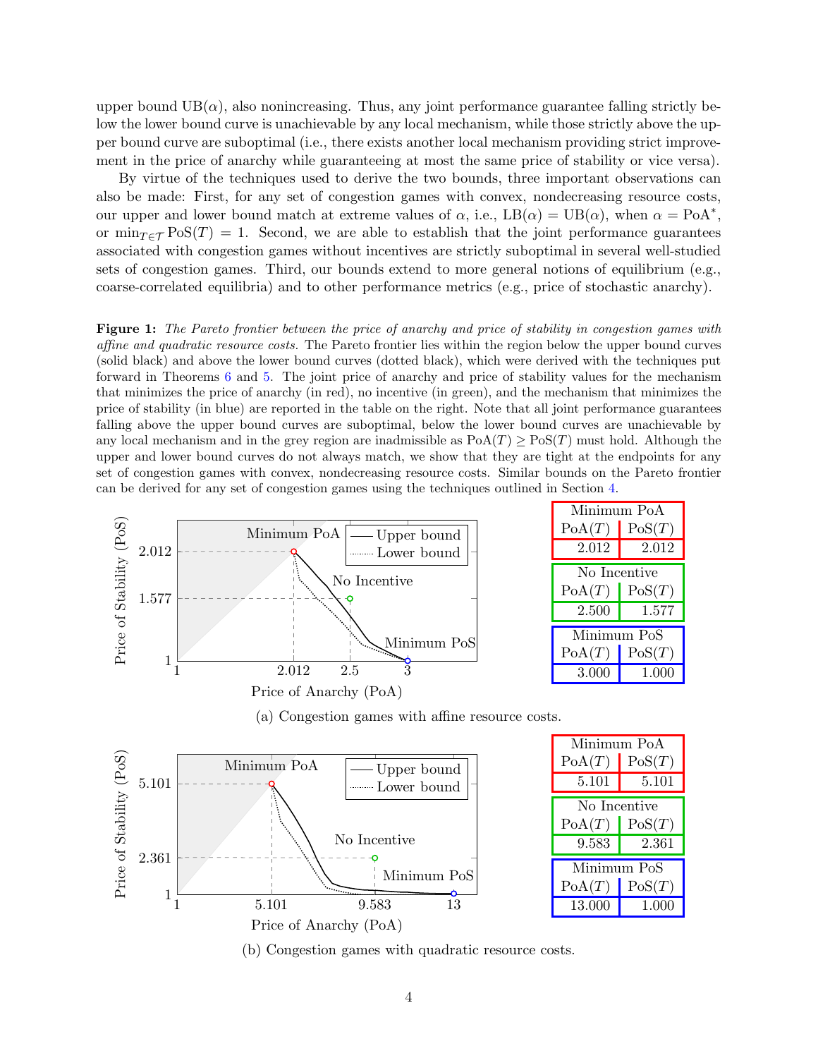upper bound $\mathrm{UB}(\alpha)$, also nonincreasing. Thus, any joint performance guarantee falling strictly below the lower bound curve is unachievable by any local mechanism, while those strictly above the upper bound curve are suboptimal (i.e., there exists another local mechanism providing strict improvement in the price of anarchy while guaranteeing at most the same price of stability or vice versa).

By virtue of the techniques used to derive the two bounds, three important observations can also be made: First, for any set of congestion games with convex, nondecreasing resource costs, our upper and lower bound match at extreme values of $\alpha$, i.e., $\mathrm{LB}(\alpha) = \mathrm{UB}(\alpha)$, when $\alpha = \mathrm{PoA}^*$, or $\min_{T \in \mathcal{T}} \mathrm{PoS}(T) = 1$. Second, we are able to establish that the joint performance guarantees associated with congestion games without incentives are strictly suboptimal in several well-studied sets of congestion games. Third, our bounds extend to more general notions of equilibrium (e.g., coarse-correlated equilibria) and to other performance metrics (e.g., price of stochastic anarchy).

**Figure 1:** *The Pareto frontier between the price of anarchy and price of stability in congestion games with affine and quadratic resource costs.* The Pareto frontier lies within the region below the upper bound curves (solid black) and above the lower bound curves (dotted black), which were derived with the techniques put forward in Theorems 6 and 5. The joint price of anarchy and price of stability values for the mechanism that minimizes the price of anarchy (in red), no incentive (in green), and the mechanism that minimizes the price of stability (in blue) are reported in the table on the right. Note that all joint performance guarantees falling above the upper bound curves are suboptimal, below the lower bound curves are unachievable by any local mechanism and in the grey region are inadmissible as $\mathrm{PoA}(T) \geq \mathrm{PoS}(T)$ must hold. Although the upper and lower bound curves do not always match, we show that they are tight at the endpoints for any set of congestion games with convex, nondecreasing resource costs. Similar bounds on the Pareto frontier can be derived for any set of congestion games using the techniques outlined in Section 4.

| Mechanism | $\mathrm{PoA}(T)$ | $\mathrm{PoS}(T)$ |
|---|---|---|
| Minimum PoA | 2.012 | 2.012 |
| No Incentive | 2.500 | 1.577 |
| Minimum PoS | 3.000 | 1.000 |

(a) Congestion games with affine resource costs.

| Mechanism | $\mathrm{PoA}(T)$ | $\mathrm{PoS}(T)$ |
|---|---|---|
| Minimum PoA | 5.101 | 5.101 |
| No Incentive | 9.583 | 2.361 |
| Minimum PoS | 13.000 | 1.000 |

(b) Congestion games with quadratic resource costs.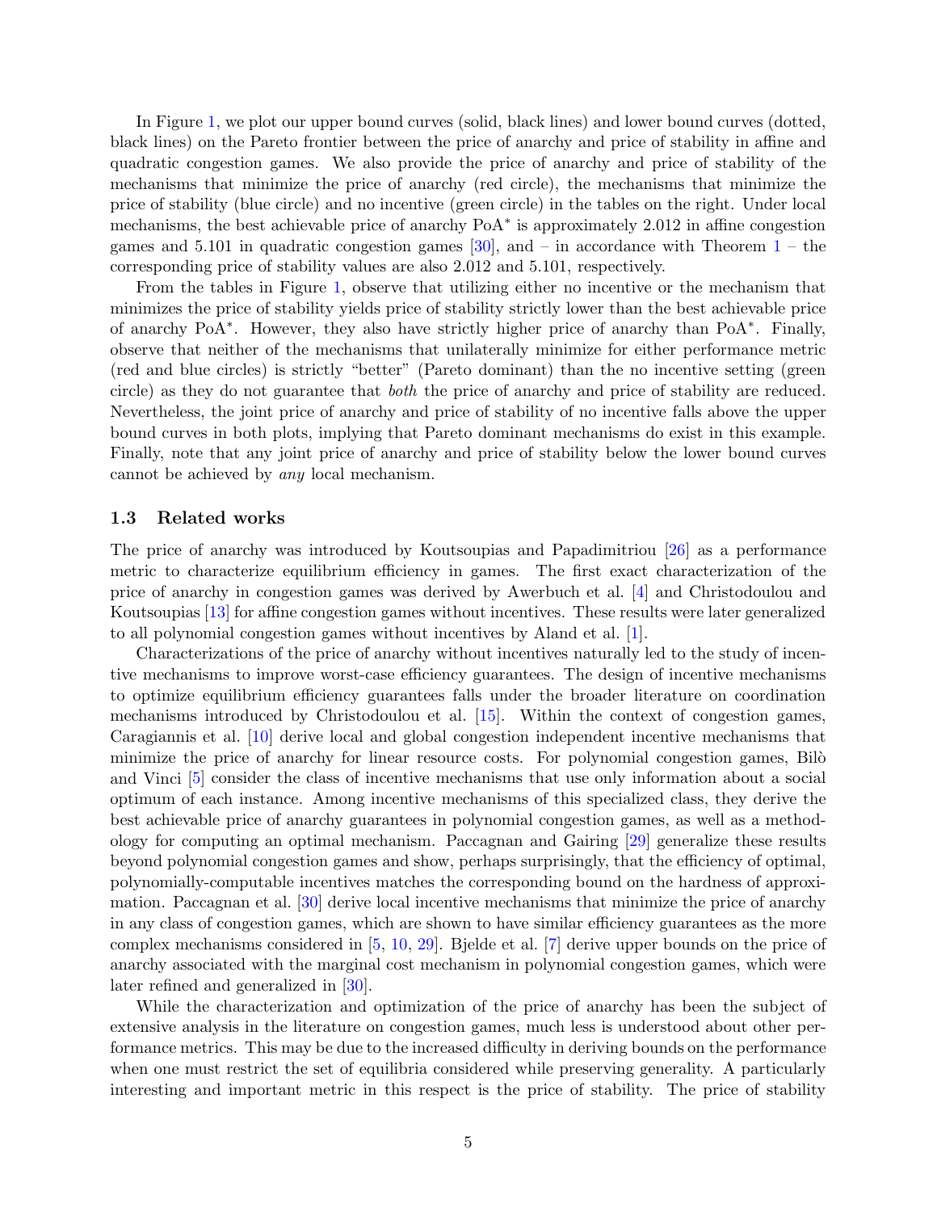In Figure 1, we plot our upper bound curves (solid, black lines) and lower bound curves (dotted, black lines) on the Pareto frontier between the price of anarchy and price of stability in affine and quadratic congestion games. We also provide the price of anarchy and price of stability of the mechanisms that minimize the price of anarchy (red circle), the mechanisms that minimize the price of stability (blue circle) and no incentive (green circle) in the tables on the right. Under local mechanisms, the best achievable price of anarchy $\mathrm{PoA}^*$ is approximately 2.012 in affine congestion games and 5.101 in quadratic congestion games [30], and – in accordance with Theorem 1 – the corresponding price of stability values are also 2.012 and 5.101, respectively.

From the tables in Figure 1, observe that utilizing either no incentive or the mechanism that minimizes the price of stability yields price of stability strictly lower than the best achievable price of anarchy $\mathrm{PoA}^*$. However, they also have strictly higher price of anarchy than $\mathrm{PoA}^*$. Finally, observe that neither of the mechanisms that unilaterally minimize for either performance metric (red and blue circles) is strictly "better" (Pareto dominant) than the no incentive setting (green circle) as they do not guarantee that *both* the price of anarchy and price of stability are reduced. Nevertheless, the joint price of anarchy and price of stability of no incentive falls above the upper bound curves in both plots, implying that Pareto dominant mechanisms do exist in this example. Finally, note that any joint price of anarchy and price of stability below the lower bound curves cannot be achieved by *any* local mechanism.

### 1.3 Related works

The price of anarchy was introduced by Koutsoupias and Papadimitriou [26] as a performance metric to characterize equilibrium efficiency in games. The first exact characterization of the price of anarchy in congestion games was derived by Awerbuch et al. [4] and Christodoulou and Koutsoupias [13] for affine congestion games without incentives. These results were later generalized to all polynomial congestion games without incentives by Aland et al. [1].

Characterizations of the price of anarchy without incentives naturally led to the study of incentive mechanisms to improve worst-case efficiency guarantees. The design of incentive mechanisms to optimize equilibrium efficiency guarantees falls under the broader literature on coordination mechanisms introduced by Christodoulou et al. [15]. Within the context of congestion games, Caragiannis et al. [10] derive local and global congestion independent incentive mechanisms that minimize the price of anarchy for linear resource costs. For polynomial congestion games, Bilò and Vinci [5] consider the class of incentive mechanisms that use only information about a social optimum of each instance. Among incentive mechanisms of this specialized class, they derive the best achievable price of anarchy guarantees in polynomial congestion games, as well as a methodology for computing an optimal mechanism. Paccagnan and Gairing [29] generalize these results beyond polynomial congestion games and show, perhaps surprisingly, that the efficiency of optimal, polynomially-computable incentives matches the corresponding bound on the hardness of approximation. Paccagnan et al. [30] derive local incentive mechanisms that minimize the price of anarchy in any class of congestion games, which are shown to have similar efficiency guarantees as the more complex mechanisms considered in [5, 10, 29]. Bjelde et al. [7] derive upper bounds on the price of anarchy associated with the marginal cost mechanism in polynomial congestion games, which were later refined and generalized in [30].

While the characterization and optimization of the price of anarchy has been the subject of extensive analysis in the literature on congestion games, much less is understood about other performance metrics. This may be due to the increased difficulty in deriving bounds on the performance when one must restrict the set of equilibria considered while preserving generality. A particularly interesting and important metric in this respect is the price of stability. The price of stability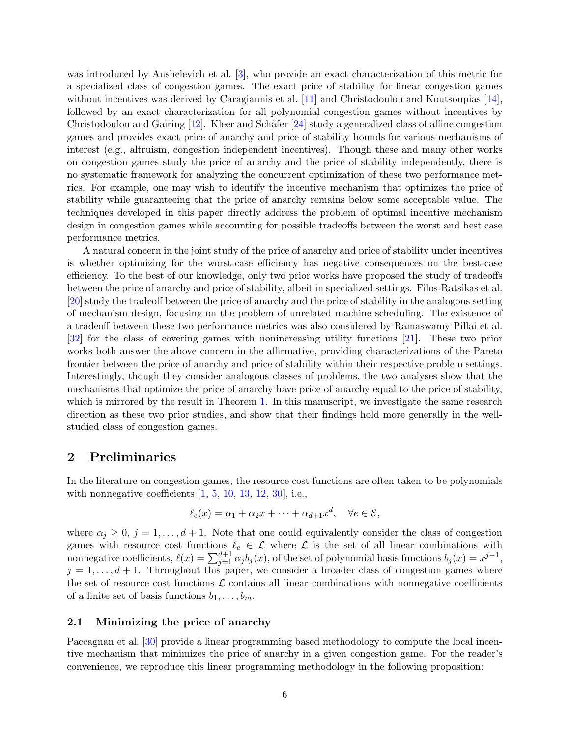was introduced by Anshelevich et al. [3], who provide an exact characterization of this metric for a specialized class of congestion games. The exact price of stability for linear congestion games without incentives was derived by Caragiannis et al. [11] and Christodoulou and Koutsoupias [14], followed by an exact characterization for all polynomial congestion games without incentives by Christodoulou and Gairing [12]. Kleer and Schäfer [24] study a generalized class of affine congestion games and provides exact price of anarchy and price of stability bounds for various mechanisms of interest (e.g., altruism, congestion independent incentives). Though these and many other works on congestion games study the price of anarchy and the price of stability independently, there is no systematic framework for analyzing the concurrent optimization of these two performance metrics. For example, one may wish to identify the incentive mechanism that optimizes the price of stability while guaranteeing that the price of anarchy remains below some acceptable value. The techniques developed in this paper directly address the problem of optimal incentive mechanism design in congestion games while accounting for possible tradeoffs between the worst and best case performance metrics.

A natural concern in the joint study of the price of anarchy and price of stability under incentives is whether optimizing for the worst-case efficiency has negative consequences on the best-case efficiency. To the best of our knowledge, only two prior works have proposed the study of tradeoffs between the price of anarchy and price of stability, albeit in specialized settings. Filos-Ratsikas et al. [20] study the tradeoff between the price of anarchy and the price of stability in the analogous setting of mechanism design, focusing on the problem of unrelated machine scheduling. The existence of a tradeoff between these two performance metrics was also considered by Ramaswamy Pillai et al. [32] for the class of covering games with nonincreasing utility functions [21]. These two prior works both answer the above concern in the affirmative, providing characterizations of the Pareto frontier between the price of anarchy and price of stability within their respective problem settings. Interestingly, though they consider analogous classes of problems, the two analyses show that the mechanisms that optimize the price of anarchy have price of anarchy equal to the price of stability, which is mirrored by the result in Theorem 1. In this manuscript, we investigate the same research direction as these two prior studies, and show that their findings hold more generally in the well-studied class of congestion games.

## 2 Preliminaries

In the literature on congestion games, the resource cost functions are often taken to be polynomials with nonnegative coefficients [1, 5, 10, 13, 12, 30], i.e.,

$$\ell_e(x) = \alpha_1 + \alpha_2 x + \cdots + \alpha_{d+1} x^d, \quad \forall e \in \mathcal{E},$$

where $\alpha_j \geq 0$, $j = 1, \ldots, d+1$. Note that one could equivalently consider the class of congestion games with resource cost functions $\ell_e \in \mathcal{L}$ where $\mathcal{L}$ is the set of all linear combinations with nonnegative coefficients, $\ell(x) = \sum_{j=1}^{d+1} \alpha_j b_j(x)$, of the set of polynomial basis functions $b_j(x) = x^{j-1}$, $j = 1, \ldots, d+1$. Throughout this paper, we consider a broader class of congestion games where the set of resource cost functions $\mathcal{L}$ contains all linear combinations with nonnegative coefficients of a finite set of basis functions $b_1, \ldots, b_m$.

### 2.1 Minimizing the price of anarchy

Paccagnan et al. [30] provide a linear programming based methodology to compute the local incentive mechanism that minimizes the price of anarchy in a given congestion game. For the reader's convenience, we reproduce this linear programming methodology in the following proposition: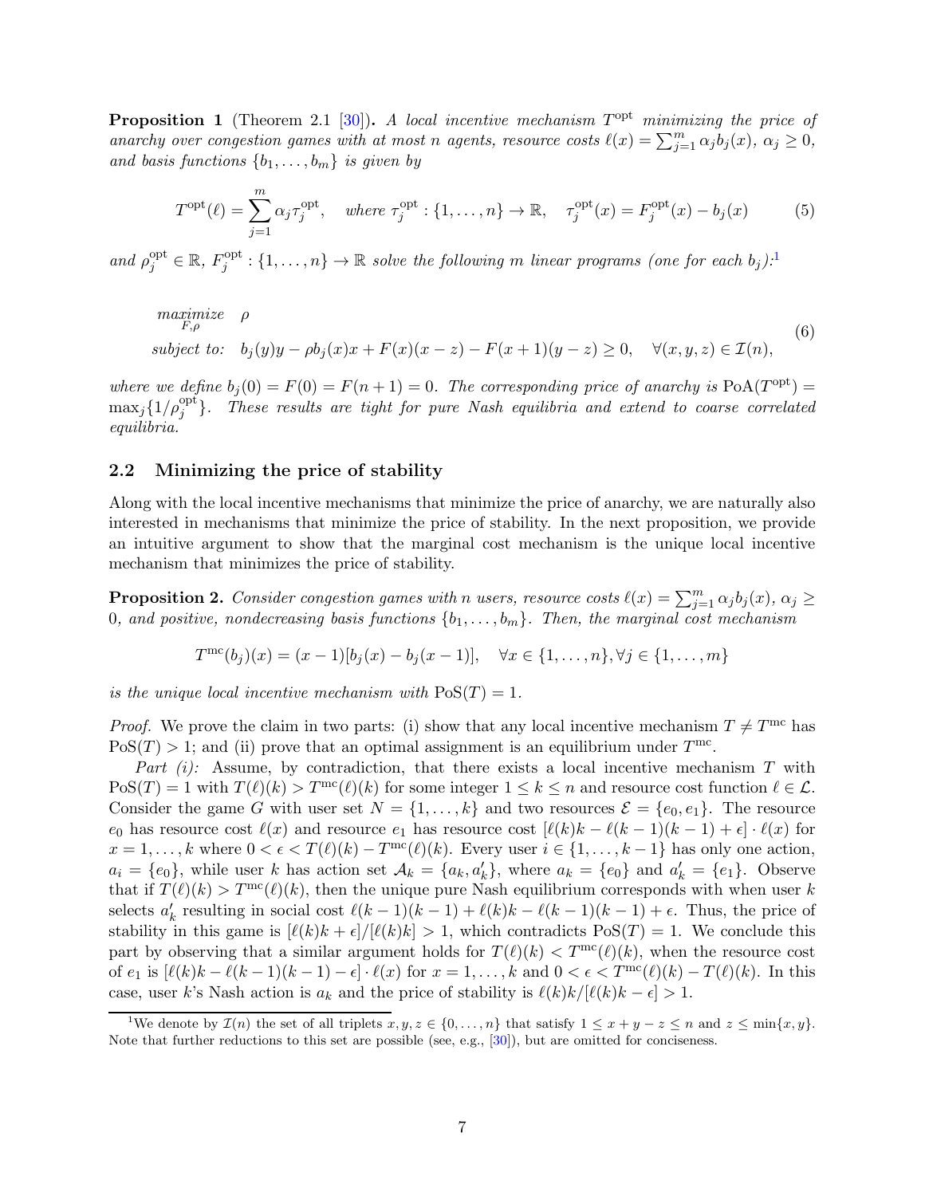**Proposition 1** (Theorem 2.1 [30])**.** *A local incentive mechanism $T^{\rm opt}$ minimizing the price of anarchy over congestion games with at most $n$ agents, resource costs $\ell(x) = \sum_{j=1}^{m} \alpha_j b_j(x)$, $\alpha_j \geq 0$, and basis functions $\{b_1, \ldots, b_m\}$ is given by*

$$T^{\rm opt}(\ell) = \sum_{j=1}^{m} \alpha_j \tau_j^{\rm opt}, \quad \text{where } \tau_j^{\rm opt} : \{1, \ldots, n\} \to \mathbb{R}, \quad \tau_j^{\rm opt}(x) = F_j^{\rm opt}(x) - b_j(x) \tag{5}$$

*and $\rho_j^{\rm opt} \in \mathbb{R}$, $F_j^{\rm opt} : \{1, \ldots, n\} \to \mathbb{R}$ solve the following $m$ linear programs (one for each $b_j$):*[1]

$$\begin{aligned} &\underset{F,\rho}{\text{maximize}} \quad \rho \\ &\text{subject to:} \quad b_j(y)y - \rho b_j(x)x + F(x)(x-z) - F(x+1)(y-z) \geq 0, \quad \forall (x,y,z) \in \mathcal{I}(n), \end{aligned} \tag{6}$$

*where we define $b_j(0) = F(0) = F(n+1) = 0$. The corresponding price of anarchy is $\mathrm{PoA}(T^{\rm opt}) = \max_j \{1/\rho_j^{\rm opt}\}$. These results are tight for pure Nash equilibria and extend to coarse correlated equilibria.*

## 2.2 Minimizing the price of stability

Along with the local incentive mechanisms that minimize the price of anarchy, we are naturally also interested in mechanisms that minimize the price of stability. In the next proposition, we provide an intuitive argument to show that the marginal cost mechanism is the unique local incentive mechanism that minimizes the price of stability.

**Proposition 2.** *Consider congestion games with $n$ users, resource costs $\ell(x) = \sum_{j=1}^{m} \alpha_j b_j(x)$, $\alpha_j \geq 0$, and positive, nondecreasing basis functions $\{b_1, \ldots, b_m\}$. Then, the marginal cost mechanism*

$$T^{\rm mc}(b_j)(x) = (x-1)[b_j(x) - b_j(x-1)], \quad \forall x \in \{1, \ldots, n\}, \forall j \in \{1, \ldots, m\}$$

*is the unique local incentive mechanism with $\mathrm{PoS}(T) = 1$.*

*Proof.* We prove the claim in two parts: (i) show that any local incentive mechanism $T \neq T^{\rm mc}$ has $\mathrm{PoS}(T) > 1$; and (ii) prove that an optimal assignment is an equilibrium under $T^{\rm mc}$.

*Part (i):* Assume, by contradiction, that there exists a local incentive mechanism $T$ with $\mathrm{PoS}(T) = 1$ with $T(\ell)(k) > T^{\rm mc}(\ell)(k)$ for some integer $1 \leq k \leq n$ and resource cost function $\ell \in \mathcal{L}$. Consider the game $G$ with user set $N = \{1, \ldots, k\}$ and two resources $\mathcal{E} = \{e_0, e_1\}$. The resource $e_0$ has resource cost $\ell(x)$ and resource $e_1$ has resource cost $[\ell(k)k - \ell(k-1)(k-1) + \epsilon] \cdot \ell(x)$ for $x = 1, \ldots, k$ where $0 < \epsilon < T(\ell)(k) - T^{\rm mc}(\ell)(k)$. Every user $i \in \{1, \ldots, k-1\}$ has only one action, $a_i = \{e_0\}$, while user $k$ has action set $\mathcal{A}_k = \{a_k, a_k'\}$, where $a_k = \{e_0\}$ and $a_k' = \{e_1\}$. Observe that if $T(\ell)(k) > T^{\rm mc}(\ell)(k)$, then the unique pure Nash equilibrium corresponds with when user $k$ selects $a_k'$ resulting in social cost $\ell(k-1)(k-1) + \ell(k)k - \ell(k-1)(k-1) + \epsilon$. Thus, the price of stability in this game is $[\ell(k)k + \epsilon]/[\ell(k)k] > 1$, which contradicts $\mathrm{PoS}(T) = 1$. We conclude this part by observing that a similar argument holds for $T(\ell)(k) < T^{\rm mc}(\ell)(k)$, when the resource cost of $e_1$ is $[\ell(k)k - \ell(k-1)(k-1) - \epsilon] \cdot \ell(x)$ for $x = 1, \ldots, k$ and $0 < \epsilon < T^{\rm mc}(\ell)(k) - T(\ell)(k)$. In this case, user $k$'s Nash action is $a_k$ and the price of stability is $\ell(k)k/[\ell(k)k - \epsilon] > 1$.

[1] We denote by $\mathcal{I}(n)$ the set of all triplets $x, y, z \in \{0, \ldots, n\}$ that satisfy $1 \leq x + y - z \leq n$ and $z \leq \min\{x, y\}$. Note that further reductions to this set are possible (see, e.g., [30]), but are omitted for conciseness.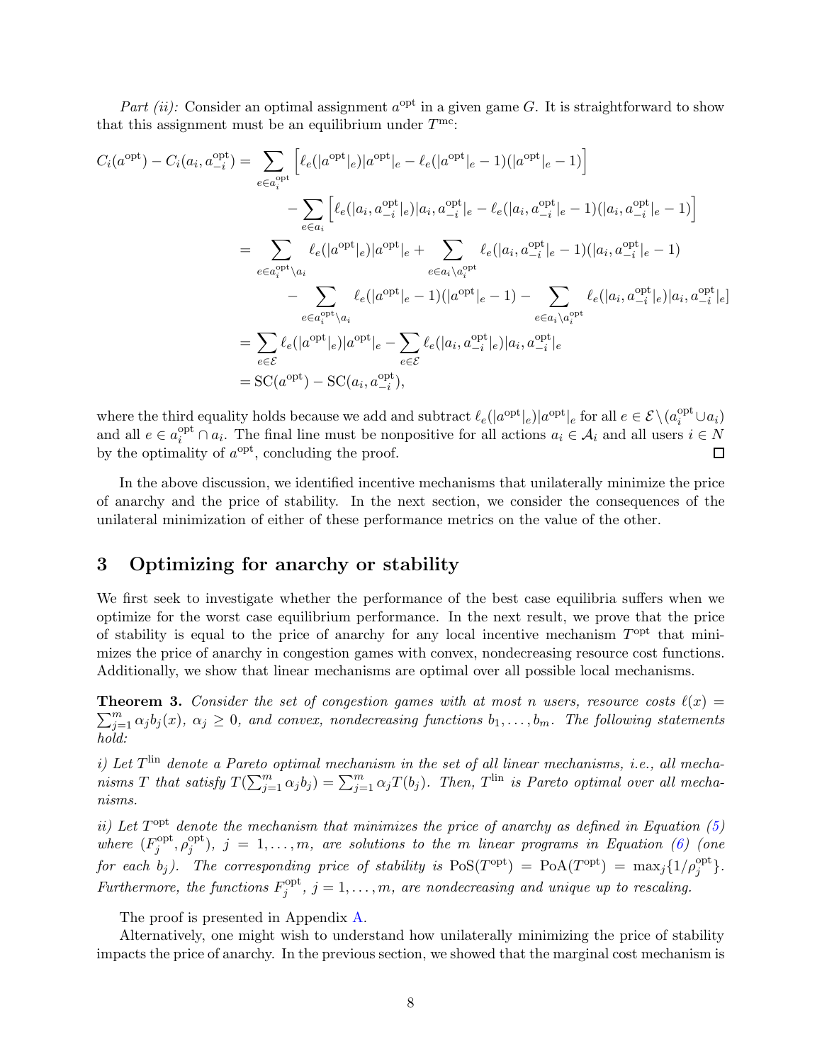*Part (ii):* Consider an optimal assignment $a^{\mathrm{opt}}$ in a given game $G$. It is straightforward to show that this assignment must be an equilibrium under $T^{\mathrm{mc}}$:

$$
\begin{aligned}
C_i(a^{\mathrm{opt}}) - C_i(a_i, a_{-i}^{\mathrm{opt}}) &= \sum_{e \in a_i^{\mathrm{opt}}} \Big[ \ell_e(|a^{\mathrm{opt}}|_e)|a^{\mathrm{opt}}|_e - \ell_e(|a^{\mathrm{opt}}|_e - 1)(|a^{\mathrm{opt}}|_e - 1) \Big] \\
&\quad - \sum_{e \in a_i} \Big[ \ell_e(|a_i, a_{-i}^{\mathrm{opt}}|_e)|a_i, a_{-i}^{\mathrm{opt}}|_e - \ell_e(|a_i, a_{-i}^{\mathrm{opt}}|_e - 1)(|a_i, a_{-i}^{\mathrm{opt}}|_e - 1) \Big] \\
&= \sum_{e \in a_i^{\mathrm{opt}} \setminus a_i} \ell_e(|a^{\mathrm{opt}}|_e)|a^{\mathrm{opt}}|_e + \sum_{e \in a_i \setminus a_i^{\mathrm{opt}}} \ell_e(|a_i, a_{-i}^{\mathrm{opt}}|_e - 1)(|a_i, a_{-i}^{\mathrm{opt}}|_e - 1) \\
&\quad - \sum_{e \in a_i^{\mathrm{opt}} \setminus a_i} \ell_e(|a^{\mathrm{opt}}|_e - 1)(|a^{\mathrm{opt}}|_e - 1) - \sum_{e \in a_i \setminus a_i^{\mathrm{opt}}} \ell_e(|a_i, a_{-i}^{\mathrm{opt}}|_e)|a_i, a_{-i}^{\mathrm{opt}}|_e] \\
&= \sum_{e \in \mathcal{E}} \ell_e(|a^{\mathrm{opt}}|_e)|a^{\mathrm{opt}}|_e - \sum_{e \in \mathcal{E}} \ell_e(|a_i, a_{-i}^{\mathrm{opt}}|_e)|a_i, a_{-i}^{\mathrm{opt}}|_e \\
&= \mathrm{SC}(a^{\mathrm{opt}}) - \mathrm{SC}(a_i, a_{-i}^{\mathrm{opt}}),
\end{aligned}
$$

where the third equality holds because we add and subtract $\ell_e(|a^{\mathrm{opt}}|_e)|a^{\mathrm{opt}}|_e$ for all $e \in \mathcal{E} \setminus (a_i^{\mathrm{opt}} \cup a_i)$ and all $e \in a_i^{\mathrm{opt}} \cap a_i$. The final line must be nonpositive for all actions $a_i \in \mathcal{A}_i$ and all users $i \in N$ by the optimality of $a^{\mathrm{opt}}$, concluding the proof. □

In the above discussion, we identified incentive mechanisms that unilaterally minimize the price of anarchy and the price of stability. In the next section, we consider the consequences of the unilateral minimization of either of these performance metrics on the value of the other.

## 3 Optimizing for anarchy or stability

We first seek to investigate whether the performance of the best case equilibria suffers when we optimize for the worst case equilibrium performance. In the next result, we prove that the price of stability is equal to the price of anarchy for any local incentive mechanism $T^{\mathrm{opt}}$ that minimizes the price of anarchy in congestion games with convex, nondecreasing resource cost functions. Additionally, we show that linear mechanisms are optimal over all possible local mechanisms.

**Theorem 3.** *Consider the set of congestion games with at most $n$ users, resource costs $\ell(x) = \sum_{j=1}^{m} \alpha_j b_j(x)$, $\alpha_j \geq 0$, and convex, nondecreasing functions $b_1, \ldots, b_m$. The following statements hold:*

*i) Let $T^{\mathrm{lin}}$ denote a Pareto optimal mechanism in the set of all linear mechanisms, i.e., all mechanisms $T$ that satisfy $T(\sum_{j=1}^{m} \alpha_j b_j) = \sum_{j=1}^{m} \alpha_j T(b_j)$. Then, $T^{\mathrm{lin}}$ is Pareto optimal over all mechanisms.*

*ii) Let $T^{\mathrm{opt}}$ denote the mechanism that minimizes the price of anarchy as defined in Equation (5) where $(F_j^{\mathrm{opt}}, \rho_j^{\mathrm{opt}})$, $j = 1, \ldots, m$, are solutions to the $m$ linear programs in Equation (6) (one for each $b_j$). The corresponding price of stability is $\mathrm{PoS}(T^{\mathrm{opt}}) = \mathrm{PoA}(T^{\mathrm{opt}}) = \max_j \{1/\rho_j^{\mathrm{opt}}\}$. Furthermore, the functions $F_j^{\mathrm{opt}}$, $j = 1, \ldots, m$, are nondecreasing and unique up to rescaling.*

The proof is presented in Appendix A.

Alternatively, one might wish to understand how unilaterally minimizing the price of stability impacts the price of anarchy. In the previous section, we showed that the marginal cost mechanism is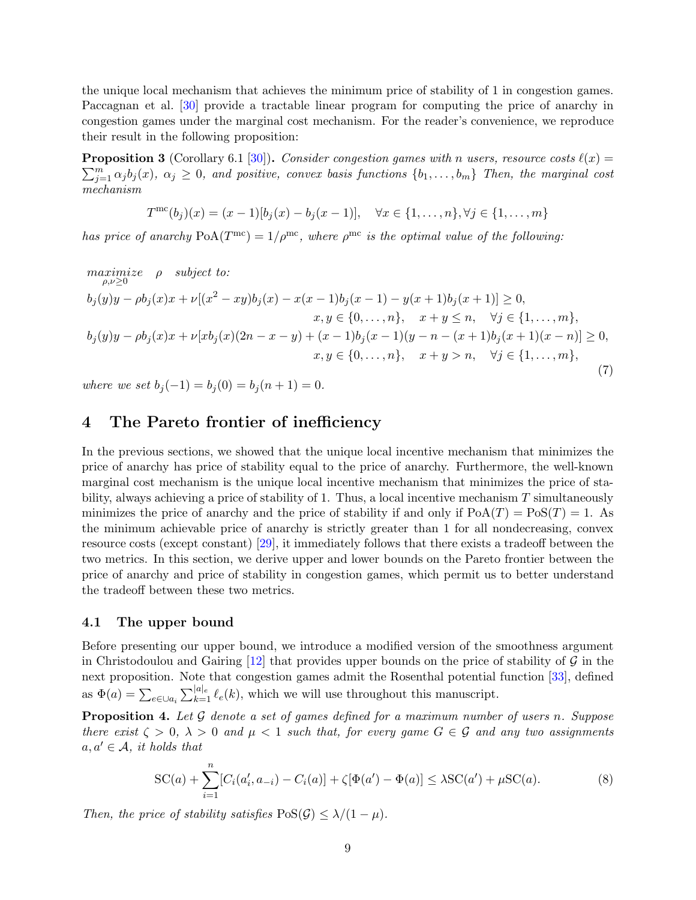the unique local mechanism that achieves the minimum price of stability of 1 in congestion games. Paccagnan et al. [30] provide a tractable linear program for computing the price of anarchy in congestion games under the marginal cost mechanism. For the reader's convenience, we reproduce their result in the following proposition:

**Proposition 3** (Corollary 6.1 [30])**.** *Consider congestion games with $n$ users, resource costs $\ell(x) = \sum_{j=1}^m \alpha_j b_j(x)$, $\alpha_j \geq 0$, and positive, convex basis functions $\{b_1, \ldots, b_m\}$ Then, the marginal cost mechanism*

$$T^{\mathrm{mc}}(b_j)(x) = (x-1)[b_j(x) - b_j(x-1)], \quad \forall x \in \{1, \ldots, n\}, \forall j \in \{1, \ldots, m\}$$

*has price of anarchy $\mathrm{PoA}(T^{\mathrm{mc}}) = 1/\rho^{\mathrm{mc}}$, where $\rho^{\mathrm{mc}}$ is the optimal value of the following:*

$$\begin{aligned}
&\underset{\rho,\nu\geq 0}{\text{maximize}} \quad \rho \quad \text{subject to:} \\
&b_j(y)y - \rho b_j(x)x + \nu[(x^2 - xy)b_j(x) - x(x-1)b_j(x-1) - y(x+1)b_j(x+1)] \geq 0, \\
&\qquad\qquad\qquad\qquad\qquad\qquad x, y \in \{0, \ldots, n\}, \quad x + y \leq n, \quad \forall j \in \{1, \ldots, m\}, \\
&b_j(y)y - \rho b_j(x)x + \nu[xb_j(x)(2n - x - y) + (x-1)b_j(x-1)(y - n - (x+1)b_j(x+1)(x-n)] \geq 0, \\
&\qquad\qquad\qquad\qquad\qquad\qquad x, y \in \{0, \ldots, n\}, \quad x + y > n, \quad \forall j \in \{1, \ldots, m\},
\end{aligned} \tag{7}$$

*where we set $b_j(-1) = b_j(0) = b_j(n+1) = 0$.*

# 4 The Pareto frontier of inefficiency

In the previous sections, we showed that the unique local incentive mechanism that minimizes the price of anarchy has price of stability equal to the price of anarchy. Furthermore, the well-known marginal cost mechanism is the unique local incentive mechanism that minimizes the price of stability, always achieving a price of stability of 1. Thus, a local incentive mechanism $T$ simultaneously minimizes the price of anarchy and the price of stability if and only if $\mathrm{PoA}(T) = \mathrm{PoS}(T) = 1$. As the minimum achievable price of anarchy is strictly greater than 1 for all nondecreasing, convex resource costs (except constant) [29], it immediately follows that there exists a tradeoff between the two metrics. In this section, we derive upper and lower bounds on the Pareto frontier between the price of anarchy and price of stability in congestion games, which permit us to better understand the tradeoff between these two metrics.

## 4.1 The upper bound

Before presenting our upper bound, we introduce a modified version of the smoothness argument in Christodoulou and Gairing [12] that provides upper bounds on the price of stability of $\mathcal{G}$ in the next proposition. Note that congestion games admit the Rosenthal potential function [33], defined as $\Phi(a) = \sum_{e \in \cup a_i} \sum_{k=1}^{|a|_e} \ell_e(k)$, which we will use throughout this manuscript.

**Proposition 4.** *Let $\mathcal{G}$ denote a set of games defined for a maximum number of users $n$. Suppose there exist $\zeta > 0$, $\lambda > 0$ and $\mu < 1$ such that, for every game $G \in \mathcal{G}$ and any two assignments $a, a' \in \mathcal{A}$, it holds that*

$$\mathrm{SC}(a) + \sum_{i=1}^n [C_i(a_i', a_{-i}) - C_i(a)] + \zeta[\Phi(a') - \Phi(a)] \leq \lambda \mathrm{SC}(a') + \mu \mathrm{SC}(a). \tag{8}$$

*Then, the price of stability satisfies $\mathrm{PoS}(\mathcal{G}) \leq \lambda/(1-\mu)$.*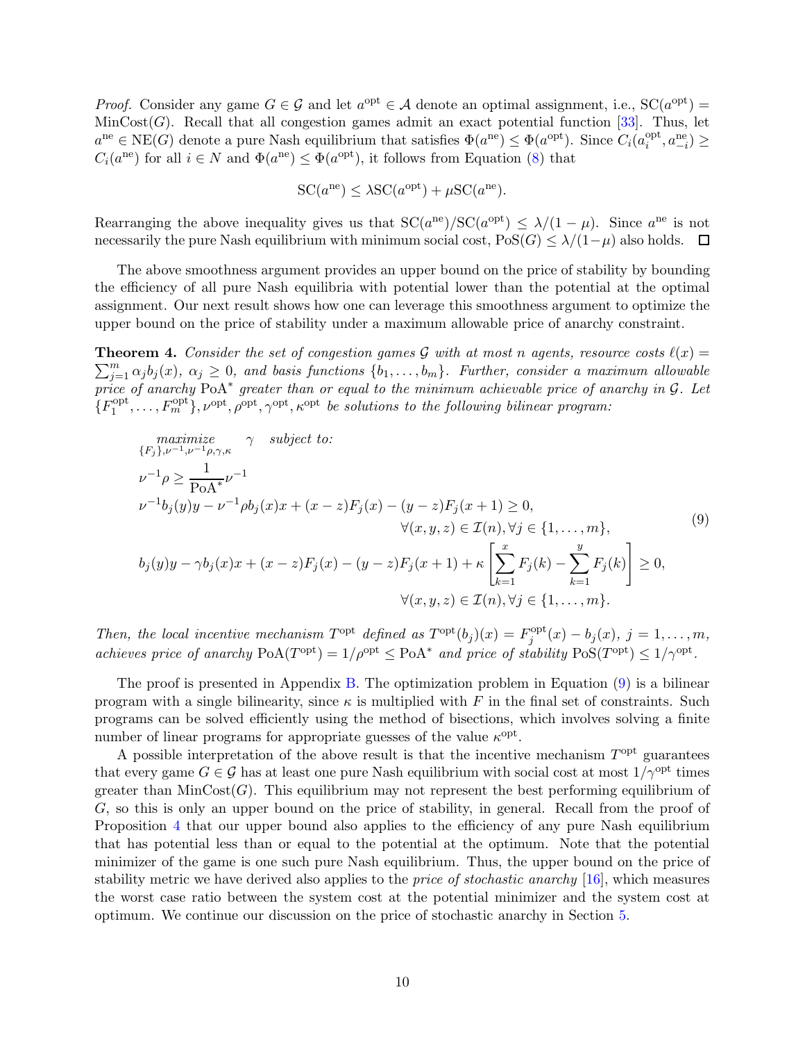*Proof.* Consider any game $G \in \mathcal{G}$ and let $a^{\text{opt}} \in \mathcal{A}$ denote an optimal assignment, i.e., $\text{SC}(a^{\text{opt}}) = \text{MinCost}(G)$. Recall that all congestion games admit an exact potential function [33]. Thus, let $a^{\text{ne}} \in \text{NE}(G)$ denote a pure Nash equilibrium that satisfies $\Phi(a^{\text{ne}}) \leq \Phi(a^{\text{opt}})$. Since $C_i(a_i^{\text{opt}}, a_{-i}^{\text{ne}}) \geq C_i(a^{\text{ne}})$ for all $i \in N$ and $\Phi(a^{\text{ne}}) \leq \Phi(a^{\text{opt}})$, it follows from Equation (8) that

$$\text{SC}(a^{\text{ne}}) \leq \lambda \text{SC}(a^{\text{opt}}) + \mu \text{SC}(a^{\text{ne}}).$$

Rearranging the above inequality gives us that $\text{SC}(a^{\text{ne}})/\text{SC}(a^{\text{opt}}) \leq \lambda/(1-\mu)$. Since $a^{\text{ne}}$ is not necessarily the pure Nash equilibrium with minimum social cost, $\text{PoS}(G) \leq \lambda/(1-\mu)$ also holds. ◻

The above smoothness argument provides an upper bound on the price of stability by bounding the efficiency of all pure Nash equilibria with potential lower than the potential at the optimal assignment. Our next result shows how one can leverage this smoothness argument to optimize the upper bound on the price of stability under a maximum allowable price of anarchy constraint.

**Theorem 4.** *Consider the set of congestion games $\mathcal{G}$ with at most $n$ agents, resource costs $\ell(x) = \sum_{j=1}^m \alpha_j b_j(x)$, $\alpha_j \geq 0$, and basis functions $\{b_1, \dots, b_m\}$. Further, consider a maximum allowable price of anarchy $\text{PoA}^*$ greater than or equal to the minimum achievable price of anarchy in $\mathcal{G}$. Let $\{F_1^{\text{opt}}, \dots, F_m^{\text{opt}}\}, \nu^{\text{opt}}, \rho^{\text{opt}}, \gamma^{\text{opt}}, \kappa^{\text{opt}}$ be solutions to the following bilinear program:*

$$\begin{aligned}
&\underset{\{F_j\},\nu^{-1},\nu^{-1}\rho,\gamma,\kappa}{\text{maximize}} \quad \gamma \quad \text{subject to:} \\
&\nu^{-1}\rho \geq \frac{1}{\text{PoA}^*}\nu^{-1} \\
&\nu^{-1}b_j(y)y - \nu^{-1}\rho b_j(x)x + (x-z)F_j(x) - (y-z)F_j(x+1) \geq 0, \\
&\qquad\qquad\qquad\qquad\qquad\qquad \forall (x,y,z) \in \mathcal{I}(n), \forall j \in \{1,\dots,m\}, \\
&b_j(y)y - \gamma b_j(x)x + (x-z)F_j(x) - (y-z)F_j(x+1) + \kappa\left[\sum_{k=1}^{x} F_j(k) - \sum_{k=1}^{y} F_j(k)\right] \geq 0, \\
&\qquad\qquad\qquad\qquad\qquad\qquad \forall (x,y,z) \in \mathcal{I}(n), \forall j \in \{1,\dots,m\}.
\end{aligned} \tag{9}$$

*Then, the local incentive mechanism $T^{\text{opt}}$ defined as $T^{\text{opt}}(b_j)(x) = F_j^{\text{opt}}(x) - b_j(x)$, $j = 1, \dots, m$, achieves price of anarchy $\text{PoA}(T^{\text{opt}}) = 1/\rho^{\text{opt}} \leq \text{PoA}^*$ and price of stability $\text{PoS}(T^{\text{opt}}) \leq 1/\gamma^{\text{opt}}$.*

The proof is presented in Appendix B. The optimization problem in Equation (9) is a bilinear program with a single bilinearity, since $\kappa$ is multiplied with $F$ in the final set of constraints. Such programs can be solved efficiently using the method of bisections, which involves solving a finite number of linear programs for appropriate guesses of the value $\kappa^{\text{opt}}$.

A possible interpretation of the above result is that the incentive mechanism $T^{\text{opt}}$ guarantees that every game $G \in \mathcal{G}$ has at least one pure Nash equilibrium with social cost at most $1/\gamma^{\text{opt}}$ times greater than $\text{MinCost}(G)$. This equilibrium may not represent the best performing equilibrium of $G$, so this is only an upper bound on the price of stability, in general. Recall from the proof of Proposition 4 that our upper bound also applies to the efficiency of any pure Nash equilibrium that has potential less than or equal to the potential at the optimum. Note that the potential minimizer of the game is one such pure Nash equilibrium. Thus, the upper bound on the price of stability metric we have derived also applies to the *price of stochastic anarchy* [16], which measures the worst case ratio between the system cost at the potential minimizer and the system cost at optimum. We continue our discussion on the price of stochastic anarchy in Section 5.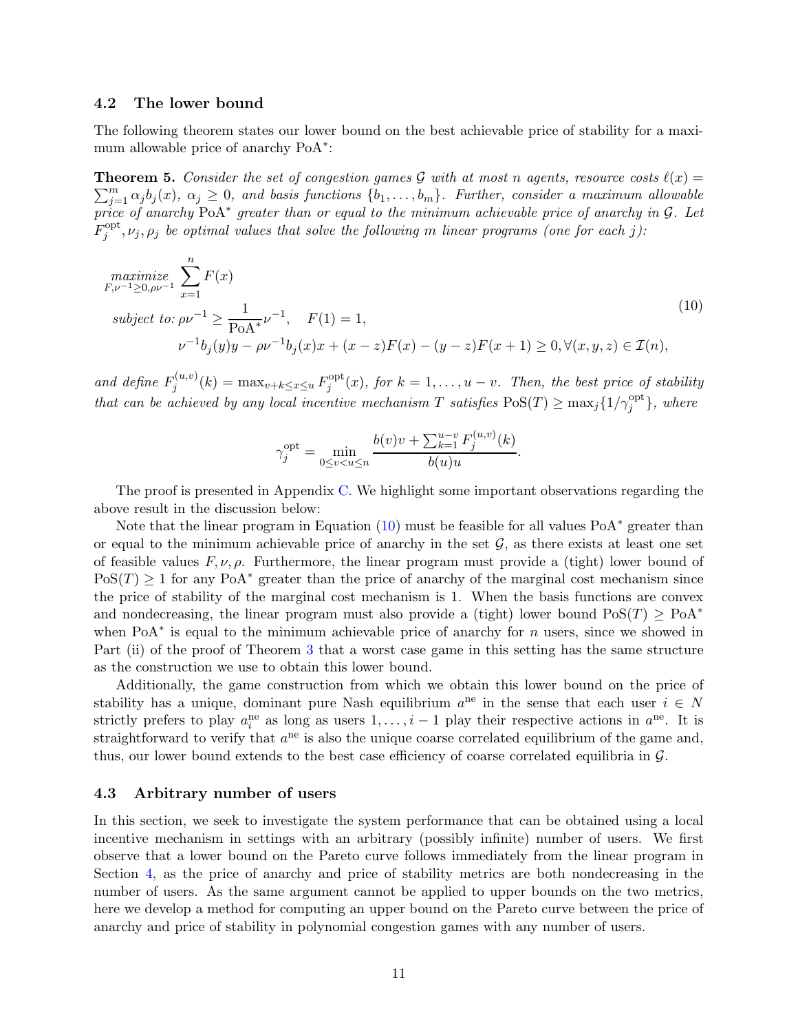### 4.2 The lower bound

The following theorem states our lower bound on the best achievable price of stability for a maximum allowable price of anarchy $\text{PoA}^*$:

**Theorem 5.** *Consider the set of congestion games $\mathcal{G}$ with at most $n$ agents, resource costs $\ell(x) = \sum_{j=1}^m \alpha_j b_j(x)$, $\alpha_j \geq 0$, and basis functions $\{b_1, \dots, b_m\}$. Further, consider a maximum allowable price of anarchy $\text{PoA}^*$ greater than or equal to the minimum achievable price of anarchy in $\mathcal{G}$. Let $F_j^{\text{opt}}, \nu_j, \rho_j$ be optimal values that solve the following $m$ linear programs (one for each $j$):*

$$
\begin{aligned}
&\underset{F, \nu^{-1} \geq 0, \rho\nu^{-1}}{\text{maximize}} \; \sum_{x=1}^{n} F(x) \\
&\text{subject to: } \rho\nu^{-1} \geq \frac{1}{\text{PoA}^*}\nu^{-1}, \quad F(1) = 1, \\
&\qquad \nu^{-1} b_j(y) y - \rho\nu^{-1} b_j(x) x + (x-z)F(x) - (y-z)F(x+1) \geq 0, \forall (x,y,z) \in \mathcal{I}(n),
\end{aligned}
\tag{10}
$$

*and define $F_j^{(u,v)}(k) = \max_{v+k \leq x \leq u} F_j^{\text{opt}}(x)$, for $k = 1, \dots, u-v$. Then, the best price of stability that can be achieved by any local incentive mechanism $T$ satisfies $\text{PoS}(T) \geq \max_j \{1/\gamma_j^{\text{opt}}\}$, where*

$$
\gamma_j^{\text{opt}} = \min_{0 \leq v < u \leq n} \frac{b(v)v + \sum_{k=1}^{u-v} F_j^{(u,v)}(k)}{b(u)u}.
$$

The proof is presented in Appendix C. We highlight some important observations regarding the above result in the discussion below:

Note that the linear program in Equation (10) must be feasible for all values $\text{PoA}^*$ greater than or equal to the minimum achievable price of anarchy in the set $\mathcal{G}$, as there exists at least one set of feasible values $F, \nu, \rho$. Furthermore, the linear program must provide a (tight) lower bound of $\text{PoS}(T) \geq 1$ for any $\text{PoA}^*$ greater than the price of anarchy of the marginal cost mechanism since the price of stability of the marginal cost mechanism is 1. When the basis functions are convex and nondecreasing, the linear program must also provide a (tight) lower bound $\text{PoS}(T) \geq \text{PoA}^*$ when $\text{PoA}^*$ is equal to the minimum achievable price of anarchy for $n$ users, since we showed in Part (ii) of the proof of Theorem 3 that a worst case game in this setting has the same structure as the construction we use to obtain this lower bound.

Additionally, the game construction from which we obtain this lower bound on the price of stability has a unique, dominant pure Nash equilibrium $a^{\text{ne}}$ in the sense that each user $i \in N$ strictly prefers to play $a_i^{\text{ne}}$ as long as users $1, \dots, i-1$ play their respective actions in $a^{\text{ne}}$. It is straightforward to verify that $a^{\text{ne}}$ is also the unique coarse correlated equilibrium of the game and, thus, our lower bound extends to the best case efficiency of coarse correlated equilibria in $\mathcal{G}$.

### 4.3 Arbitrary number of users

In this section, we seek to investigate the system performance that can be obtained using a local incentive mechanism in settings with an arbitrary (possibly infinite) number of users. We first observe that a lower bound on the Pareto curve follows immediately from the linear program in Section 4, as the price of anarchy and price of stability metrics are both nondecreasing in the number of users. As the same argument cannot be applied to upper bounds on the two metrics, here we develop a method for computing an upper bound on the Pareto curve between the price of anarchy and price of stability in polynomial congestion games with any number of users.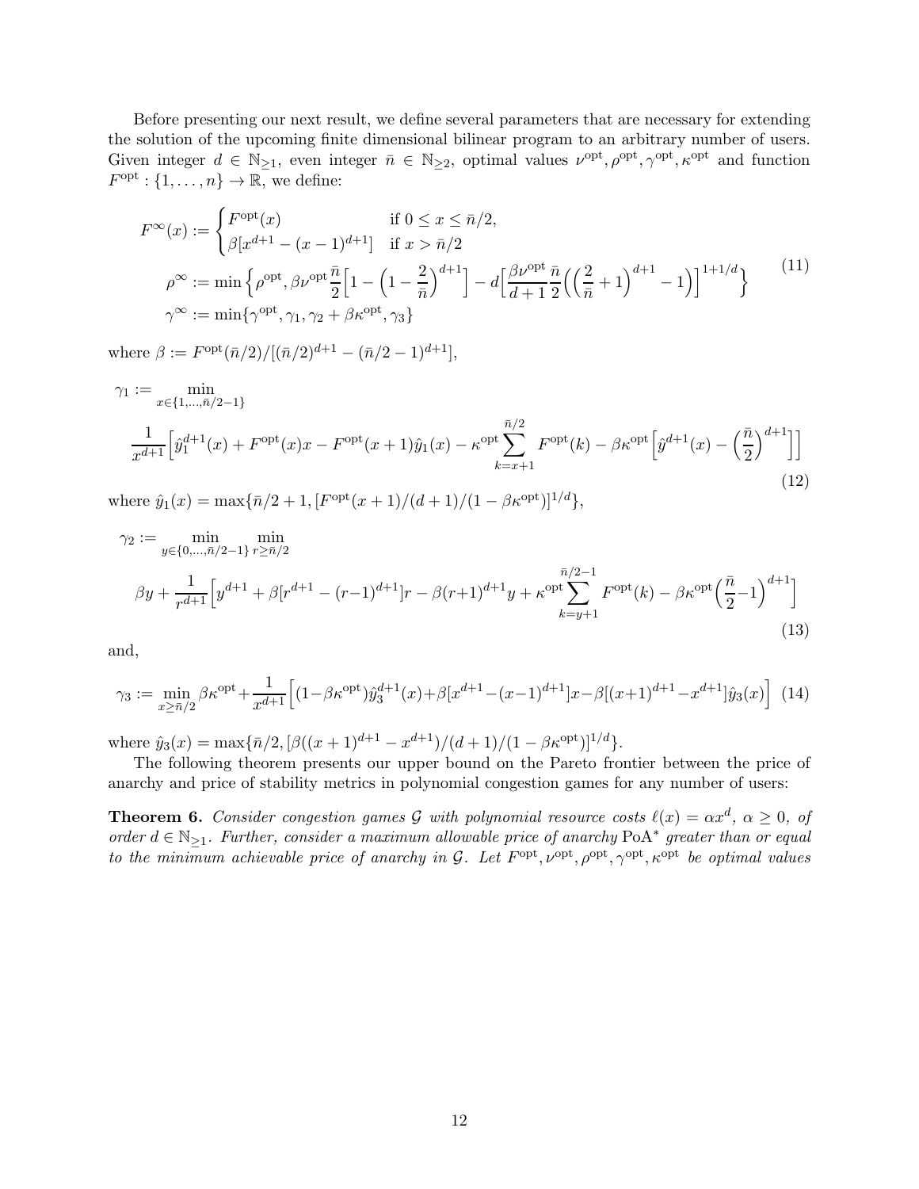Before presenting our next result, we define several parameters that are necessary for extending the solution of the upcoming finite dimensional bilinear program to an arbitrary number of users. Given integer $d \in \mathbb{N}_{\geq 1}$, even integer $\bar{n} \in \mathbb{N}_{\geq 2}$, optimal values $\nu^{\text{opt}}, \rho^{\text{opt}}, \gamma^{\text{opt}}, \kappa^{\text{opt}}$ and function $F^{\text{opt}} : \{1, \dots, n\} \to \mathbb{R}$, we define:

$$
\begin{aligned}
F^{\infty}(x) &:= \begin{cases} F^{\text{opt}}(x) & \text{if } 0 \leq x \leq \bar{n}/2, \\ \beta[x^{d+1} - (x-1)^{d+1}] & \text{if } x > \bar{n}/2 \end{cases} \\
\rho^{\infty} &:= \min\Big\{\rho^{\text{opt}}, \beta\nu^{\text{opt}}\frac{\bar{n}}{2}\Big[1 - \Big(1 - \frac{2}{\bar{n}}\Big)^{d+1}\Big] - d\Big[\frac{\beta\nu^{\text{opt}}}{d+1}\frac{\bar{n}}{2}\Big(\Big(\frac{2}{\bar{n}} + 1\Big)^{d+1} - 1\Big)\Big]^{1+1/d}\Big\} \\
\gamma^{\infty} &:= \min\{\gamma^{\text{opt}}, \gamma_1, \gamma_2 + \beta\kappa^{\text{opt}}, \gamma_3\}
\end{aligned}
\tag{11}
$$

where $\beta := F^{\text{opt}}(\bar{n}/2)/[(\bar{n}/2)^{d+1} - (\bar{n}/2 - 1)^{d+1}]$,

$$
\begin{aligned}
\gamma_1 &:= \min_{x \in \{1,\dots,\bar{n}/2-1\}} \\
&\frac{1}{x^{d+1}}\Big[\hat{y}_1^{d+1}(x) + F^{\text{opt}}(x)x - F^{\text{opt}}(x+1)\hat{y}_1(x) - \kappa^{\text{opt}}\sum_{k=x+1}^{\bar{n}/2} F^{\text{opt}}(k) - \beta\kappa^{\text{opt}}\Big[\hat{y}^{d+1}(x) - \Big(\frac{\bar{n}}{2}\Big)^{d+1}\Big]\Big]
\end{aligned}
\tag{12}
$$

where $\hat{y}_1(x) = \max\{\bar{n}/2 + 1, [F^{\text{opt}}(x+1)/(d+1)/(1 - \beta\kappa^{\text{opt}})]^{1/d}\}$,

$$
\begin{aligned}
\gamma_2 &:= \min_{y \in \{0,\dots,\bar{n}/2-1\}} \min_{r \geq \bar{n}/2} \\
&\beta y + \frac{1}{r^{d+1}}\Big[y^{d+1} + \beta[r^{d+1} - (r-1)^{d+1}]r - \beta(r+1)^{d+1}y + \kappa^{\text{opt}}\sum_{k=y+1}^{\bar{n}/2-1} F^{\text{opt}}(k) - \beta\kappa^{\text{opt}}\Big(\frac{\bar{n}}{2} - 1\Big)^{d+1}\Big]
\end{aligned}
\tag{13}
$$

and,

$$
\gamma_3 := \min_{x \geq \bar{n}/2} \beta\kappa^{\text{opt}} + \frac{1}{x^{d+1}}\Big[(1 - \beta\kappa^{\text{opt}})\hat{y}_3^{d+1}(x) + \beta[x^{d+1} - (x-1)^{d+1}]x - \beta[(x+1)^{d+1} - x^{d+1}]\hat{y}_3(x)\Big] \tag{14}
$$

where $\hat{y}_3(x) = \max\{\bar{n}/2, [\beta((x+1)^{d+1} - x^{d+1})/(d+1)/(1 - \beta\kappa^{\text{opt}})]^{1/d}\}$.

The following theorem presents our upper bound on the Pareto frontier between the price of anarchy and price of stability metrics in polynomial congestion games for any number of users:

**Theorem 6.** *Consider congestion games $\mathcal{G}$ with polynomial resource costs $\ell(x) = \alpha x^d$, $\alpha \geq 0$, of order $d \in \mathbb{N}_{\geq 1}$. Further, consider a maximum allowable price of anarchy $\text{PoA}^*$ greater than or equal to the minimum achievable price of anarchy in $\mathcal{G}$. Let $F^{\text{opt}}, \nu^{\text{opt}}, \rho^{\text{opt}}, \gamma^{\text{opt}}, \kappa^{\text{opt}}$ be optimal values*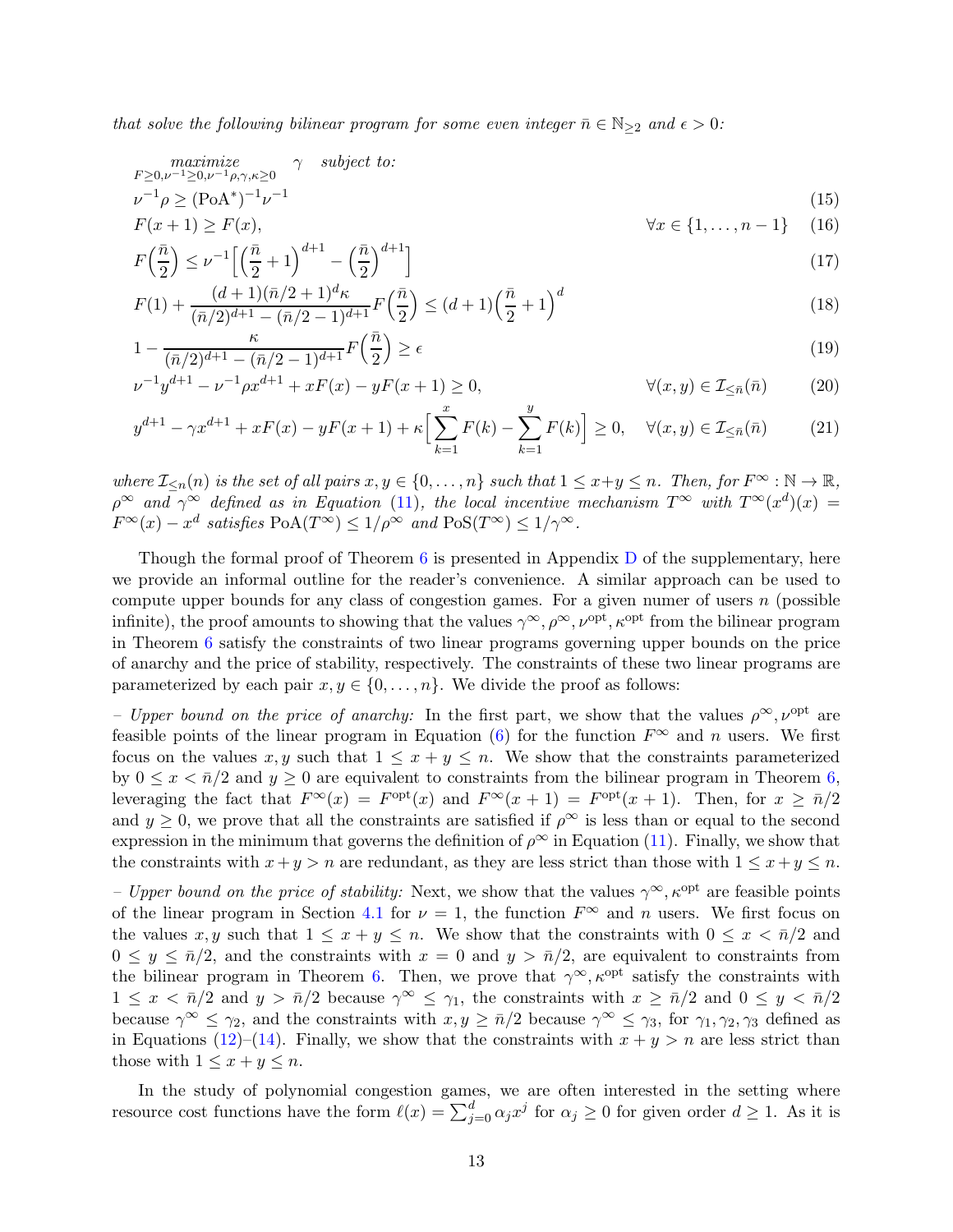*that solve the following bilinear program for some even integer $\bar{n} \in \mathbb{N}_{\geq 2}$ and $\epsilon > 0$:*

$$\underset{F \geq 0, \nu^{-1} \geq 0, \nu^{-1}\rho, \gamma, \kappa \geq 0}{\text{maximize}} \quad \gamma \quad \text{subject to:}$$

$$\nu^{-1}\rho \geq (\text{PoA}^*)^{-1}\nu^{-1} \tag{15}$$

$$F(x+1) \geq F(x), \qquad \forall x \in \{1, \dots, n-1\} \tag{16}$$

$$F\Big(\frac{\bar{n}}{2}\Big) \leq \nu^{-1}\Big[\Big(\frac{\bar{n}}{2}+1\Big)^{d+1} - \Big(\frac{\bar{n}}{2}\Big)^{d+1}\Big] \tag{17}$$

$$F(1) + \frac{(d+1)(\bar{n}/2+1)^d \kappa}{(\bar{n}/2)^{d+1} - (\bar{n}/2-1)^{d+1}} F\Big(\frac{\bar{n}}{2}\Big) \leq (d+1)\Big(\frac{\bar{n}}{2}+1\Big)^d \tag{18}$$

$$1 - \frac{\kappa}{(\bar{n}/2)^{d+1} - (\bar{n}/2-1)^{d+1}} F\Big(\frac{\bar{n}}{2}\Big) \geq \epsilon \tag{19}$$

$$\nu^{-1}y^{d+1} - \nu^{-1}\rho x^{d+1} + xF(x) - yF(x+1) \geq 0, \qquad \forall (x,y) \in \mathcal{I}_{\leq \bar{n}}(\bar{n}) \tag{20}$$

$$y^{d+1} - \gamma x^{d+1} + xF(x) - yF(x+1) + \kappa\Big[\sum_{k=1}^{x} F(k) - \sum_{k=1}^{y} F(k)\Big] \geq 0, \quad \forall (x,y) \in \mathcal{I}_{\leq \bar{n}}(\bar{n}) \tag{21}$$

*where $\mathcal{I}_{\leq n}(n)$ is the set of all pairs $x, y \in \{0, \dots, n\}$ such that $1 \leq x+y \leq n$. Then, for $F^\infty : \mathbb{N} \to \mathbb{R}$, $\rho^\infty$ and $\gamma^\infty$ defined as in Equation (11), the local incentive mechanism $T^\infty$ with $T^\infty(x^d)(x) = F^\infty(x) - x^d$ satisfies $\text{PoA}(T^\infty) \leq 1/\rho^\infty$ and $\text{PoS}(T^\infty) \leq 1/\gamma^\infty$.*

Though the formal proof of Theorem 6 is presented in Appendix D of the supplementary, here we provide an informal outline for the reader's convenience. A similar approach can be used to compute upper bounds for any class of congestion games. For a given numer of users $n$ (possible infinite), the proof amounts to showing that the values $\gamma^\infty, \rho^\infty, \nu^{\text{opt}}, \kappa^{\text{opt}}$ from the bilinear program in Theorem 6 satisfy the constraints of two linear programs governing upper bounds on the price of anarchy and the price of stability, respectively. The constraints of these two linear programs are parameterized by each pair $x, y \in \{0, \dots, n\}$. We divide the proof as follows:

– *Upper bound on the price of anarchy:* In the first part, we show that the values $\rho^\infty, \nu^{\text{opt}}$ are feasible points of the linear program in Equation (6) for the function $F^\infty$ and $n$ users. We first focus on the values $x, y$ such that $1 \leq x+y \leq n$. We show that the constraints parameterized by $0 \leq x < \bar{n}/2$ and $y \geq 0$ are equivalent to constraints from the bilinear program in Theorem 6, leveraging the fact that $F^\infty(x) = F^{\text{opt}}(x)$ and $F^\infty(x+1) = F^{\text{opt}}(x+1)$. Then, for $x \geq \bar{n}/2$ and $y \geq 0$, we prove that all the constraints are satisfied if $\rho^\infty$ is less than or equal to the second expression in the minimum that governs the definition of $\rho^\infty$ in Equation (11). Finally, we show that the constraints with $x+y > n$ are redundant, as they are less strict than those with $1 \leq x+y \leq n$.

– *Upper bound on the price of stability:* Next, we show that the values $\gamma^\infty, \kappa^{\text{opt}}$ are feasible points of the linear program in Section 4.1 for $\nu = 1$, the function $F^\infty$ and $n$ users. We first focus on the values $x, y$ such that $1 \leq x+y \leq n$. We show that the constraints with $0 \leq x < \bar{n}/2$ and $0 \leq y \leq \bar{n}/2$, and the constraints with $x = 0$ and $y > \bar{n}/2$, are equivalent to constraints from the bilinear program in Theorem 6. Then, we prove that $\gamma^\infty, \kappa^{\text{opt}}$ satisfy the constraints with $1 \leq x < \bar{n}/2$ and $y > \bar{n}/2$ because $\gamma^\infty \leq \gamma_1$, the constraints with $x \geq \bar{n}/2$ and $0 \leq y < \bar{n}/2$ because $\gamma^\infty \leq \gamma_2$, and the constraints with $x, y \geq \bar{n}/2$ because $\gamma^\infty \leq \gamma_3$, for $\gamma_1, \gamma_2, \gamma_3$ defined as in Equations (12)–(14). Finally, we show that the constraints with $x+y > n$ are less strict than those with $1 \leq x+y \leq n$.

In the study of polynomial congestion games, we are often interested in the setting where resource cost functions have the form $\ell(x) = \sum_{j=0}^{d} \alpha_j x^j$ for $\alpha_j \geq 0$ for given order $d \geq 1$. As it is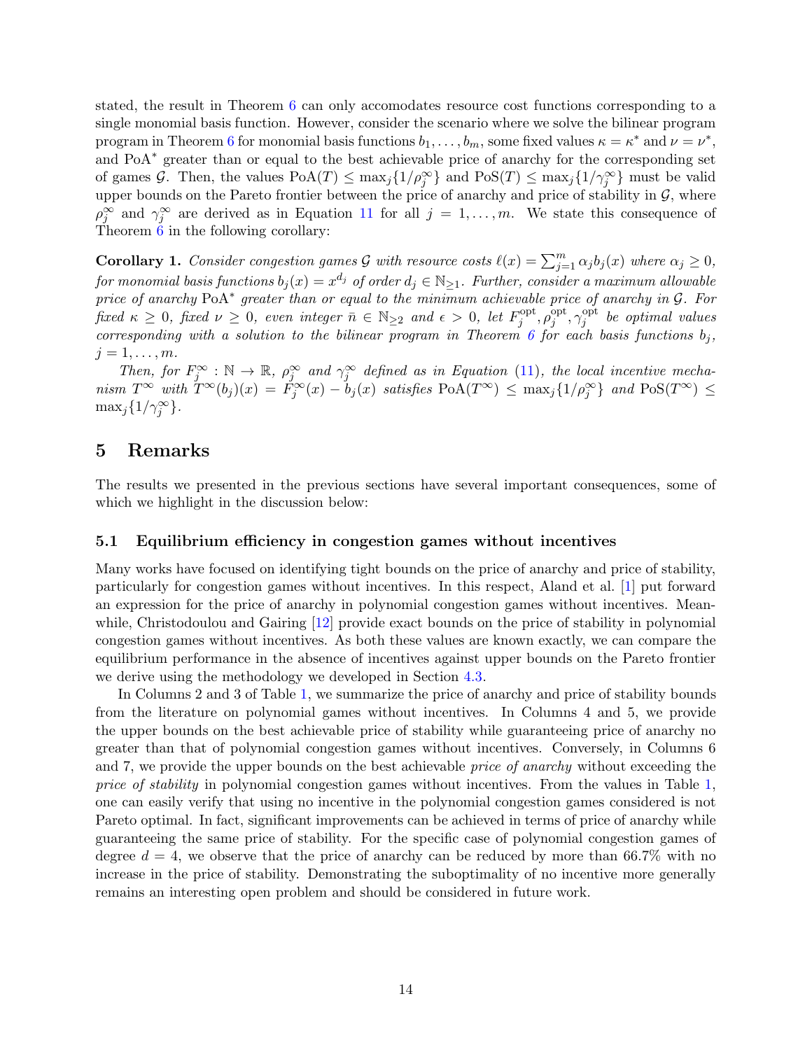stated, the result in Theorem 6 can only accomodates resource cost functions corresponding to a single monomial basis function. However, consider the scenario where we solve the bilinear program program in Theorem 6 for monomial basis functions $b_1, \ldots, b_m$, some fixed values $\kappa = \kappa^*$ and $\nu = \nu^*$, and $\text{PoA}^*$ greater than or equal to the best achievable price of anarchy for the corresponding set of games $\mathcal{G}$. Then, the values $\text{PoA}(T) \leq \max_j\{1/\rho_j^\infty\}$ and $\text{PoS}(T) \leq \max_j\{1/\gamma_j^\infty\}$ must be valid upper bounds on the Pareto frontier between the price of anarchy and price of stability in $\mathcal{G}$, where $\rho_j^\infty$ and $\gamma_j^\infty$ are derived as in Equation 11 for all $j = 1, \ldots, m$. We state this consequence of Theorem 6 in the following corollary:

**Corollary 1.** *Consider congestion games $\mathcal{G}$ with resource costs $\ell(x) = \sum_{j=1}^m \alpha_j b_j(x)$ where $\alpha_j \geq 0$, for monomial basis functions $b_j(x) = x^{d_j}$ of order $d_j \in \mathbb{N}_{\geq 1}$. Further, consider a maximum allowable price of anarchy $\text{PoA}^*$ greater than or equal to the minimum achievable price of anarchy in $\mathcal{G}$. For fixed $\kappa \geq 0$, fixed $\nu \geq 0$, even integer $\bar{n} \in \mathbb{N}_{\geq 2}$ and $\epsilon > 0$, let $F_j^{\text{opt}}, \rho_j^{\text{opt}}, \gamma_j^{\text{opt}}$ be optimal values corresponding with a solution to the bilinear program in Theorem 6 for each basis functions $b_j$, $j = 1, \ldots, m$.*

*Then, for $F_j^\infty : \mathbb{N} \to \mathbb{R}$, $\rho_j^\infty$ and $\gamma_j^\infty$ defined as in Equation (11), the local incentive mechanism $T^\infty$ with $T^\infty(b_j)(x) = F_j^\infty(x) - b_j(x)$ satisfies $\text{PoA}(T^\infty) \leq \max_j\{1/\rho_j^\infty\}$ and $\text{PoS}(T^\infty) \leq \max_j\{1/\gamma_j^\infty\}$.*

# 5 Remarks

The results we presented in the previous sections have several important consequences, some of which we highlight in the discussion below:

## 5.1 Equilibrium efficiency in congestion games without incentives

Many works have focused on identifying tight bounds on the price of anarchy and price of stability, particularly for congestion games without incentives. In this respect, Aland et al. [1] put forward an expression for the price of anarchy in polynomial congestion games without incentives. Meanwhile, Christodoulou and Gairing [12] provide exact bounds on the price of stability in polynomial congestion games without incentives. As both these values are known exactly, we can compare the equilibrium performance in the absence of incentives against upper bounds on the Pareto frontier we derive using the methodology we developed in Section 4.3.

In Columns 2 and 3 of Table 1, we summarize the price of anarchy and price of stability bounds from the literature on polynomial games without incentives. In Columns 4 and 5, we provide the upper bounds on the best achievable price of stability while guaranteeing price of anarchy no greater than that of polynomial congestion games without incentives. Conversely, in Columns 6 and 7, we provide the upper bounds on the best achievable *price of anarchy* without exceeding the *price of stability* in polynomial congestion games without incentives. From the values in Table 1, one can easily verify that using no incentive in the polynomial congestion games considered is not Pareto optimal. In fact, significant improvements can be achieved in terms of price of anarchy while guaranteeing the same price of stability. For the specific case of polynomial congestion games of degree $d = 4$, we observe that the price of anarchy can be reduced by more than 66.7% with no increase in the price of stability. Demonstrating the suboptimality of no incentive more generally remains an interesting open problem and should be considered in future work.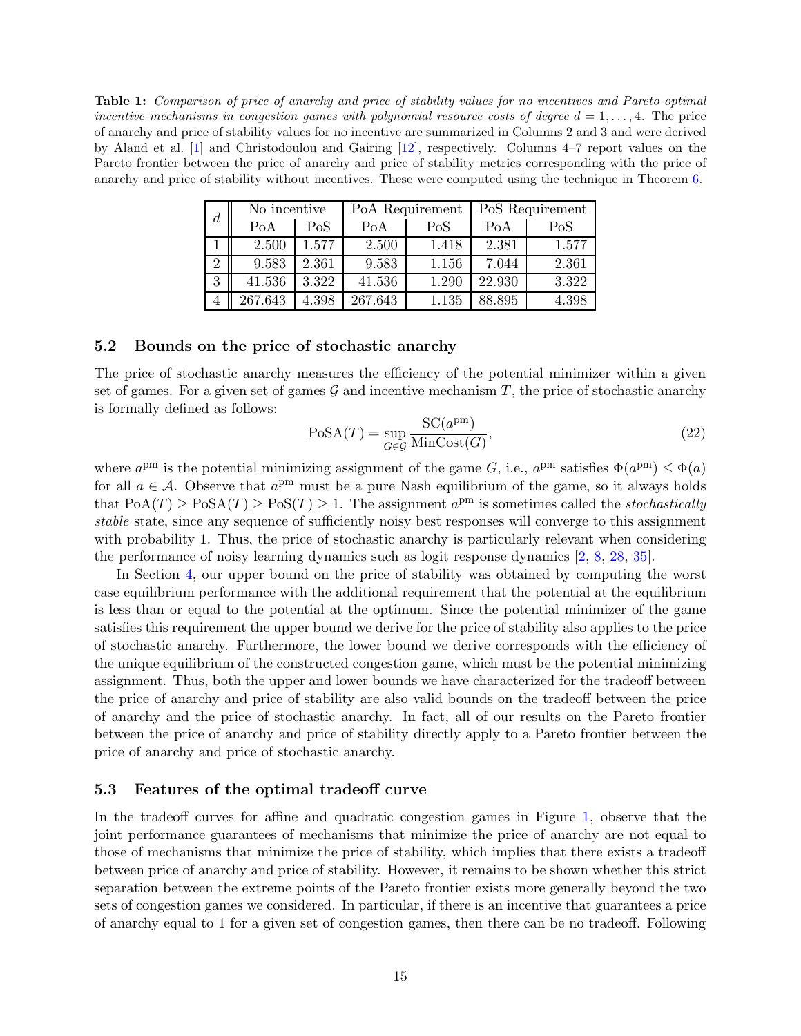**Table 1:** *Comparison of price of anarchy and price of stability values for no incentives and Pareto optimal incentive mechanisms in congestion games with polynomial resource costs of degree $d = 1, \ldots, 4$.* The price of anarchy and price of stability values for no incentive are summarized in Columns 2 and 3 and were derived by Aland et al. [1] and Christodoulou and Gairing [12], respectively. Columns 4–7 report values on the Pareto frontier between the price of anarchy and price of stability metrics corresponding with the price of anarchy and price of stability without incentives. These were computed using the technique in Theorem 6.

| $d$ | No incentive | | PoA Requirement | | PoS Requirement | |
|---|---|---|---|---|---|---|
| | PoA | PoS | PoA | PoS | PoA | PoS |
| 1 | 2.500 | 1.577 | 2.500 | 1.418 | 2.381 | 1.577 |
| 2 | 9.583 | 2.361 | 9.583 | 1.156 | 7.044 | 2.361 |
| 3 | 41.536 | 3.322 | 41.536 | 1.290 | 22.930 | 3.322 |
| 4 | 267.643 | 4.398 | 267.643 | 1.135 | 88.895 | 4.398 |

### 5.2 Bounds on the price of stochastic anarchy

The price of stochastic anarchy measures the efficiency of the potential minimizer within a given set of games. For a given set of games $\mathcal{G}$ and incentive mechanism $T$, the price of stochastic anarchy is formally defined as follows:

$$\mathrm{PoSA}(T) = \sup_{G \in \mathcal{G}} \frac{\mathrm{SC}(a^{\mathrm{pm}})}{\mathrm{MinCost}(G)}, \tag{22}$$

where $a^{\mathrm{pm}}$ is the potential minimizing assignment of the game $G$, i.e., $a^{\mathrm{pm}}$ satisfies $\Phi(a^{\mathrm{pm}}) \leq \Phi(a)$ for all $a \in \mathcal{A}$. Observe that $a^{\mathrm{pm}}$ must be a pure Nash equilibrium of the game, so it always holds that $\mathrm{PoA}(T) \geq \mathrm{PoSA}(T) \geq \mathrm{PoS}(T) \geq 1$. The assignment $a^{\mathrm{pm}}$ is sometimes called the *stochastically stable* state, since any sequence of sufficiently noisy best responses will converge to this assignment with probability 1. Thus, the price of stochastic anarchy is particularly relevant when considering the performance of noisy learning dynamics such as logit response dynamics [2, 8, 28, 35].

In Section 4, our upper bound on the price of stability was obtained by computing the worst case equilibrium performance with the additional requirement that the potential at the equilibrium is less than or equal to the potential at the optimum. Since the potential minimizer of the game satisfies this requirement the upper bound we derive for the price of stability also applies to the price of stochastic anarchy. Furthermore, the lower bound we derive corresponds with the efficiency of the unique equilibrium of the constructed congestion game, which must be the potential minimizing assignment. Thus, both the upper and lower bounds we have characterized for the tradeoff between the price of anarchy and price of stability are also valid bounds on the tradeoff between the price of anarchy and the price of stochastic anarchy. In fact, all of our results on the Pareto frontier between the price of anarchy and price of stability directly apply to a Pareto frontier between the price of anarchy and price of stochastic anarchy.

### 5.3 Features of the optimal tradeoff curve

In the tradeoff curves for affine and quadratic congestion games in Figure 1, observe that the joint performance guarantees of mechanisms that minimize the price of anarchy are not equal to those of mechanisms that minimize the price of stability, which implies that there exists a tradeoff between price of anarchy and price of stability. However, it remains to be shown whether this strict separation between the extreme points of the Pareto frontier exists more generally beyond the two sets of congestion games we considered. In particular, if there is an incentive that guarantees a price of anarchy equal to 1 for a given set of congestion games, then there can be no tradeoff. Following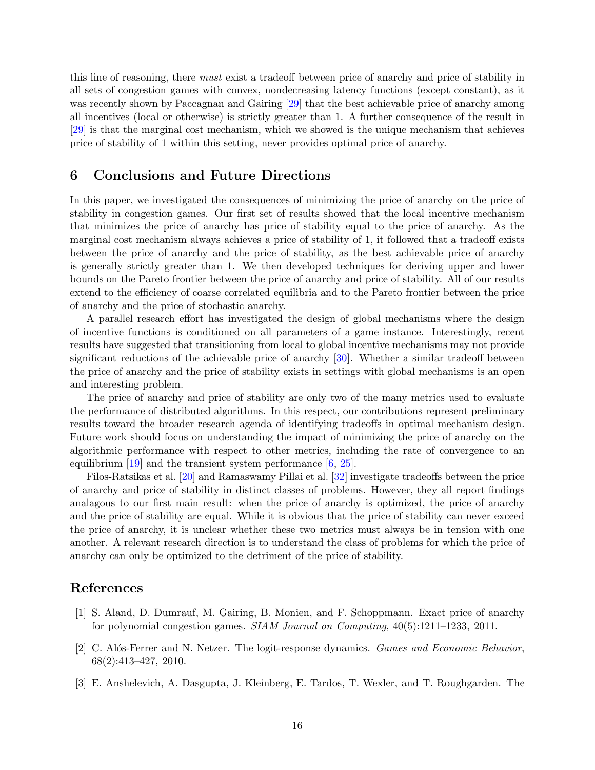this line of reasoning, there *must* exist a tradeoff between price of anarchy and price of stability in all sets of congestion games with convex, nondecreasing latency functions (except constant), as it was recently shown by Paccagnan and Gairing [29] that the best achievable price of anarchy among all incentives (local or otherwise) is strictly greater than 1. A further consequence of the result in [29] is that the marginal cost mechanism, which we showed is the unique mechanism that achieves price of stability of 1 within this setting, never provides optimal price of anarchy.

## 6 Conclusions and Future Directions

In this paper, we investigated the consequences of minimizing the price of anarchy on the price of stability in congestion games. Our first set of results showed that the local incentive mechanism that minimizes the price of anarchy has price of stability equal to the price of anarchy. As the marginal cost mechanism always achieves a price of stability of 1, it followed that a tradeoff exists between the price of anarchy and the price of stability, as the best achievable price of anarchy is generally strictly greater than 1. We then developed techniques for deriving upper and lower bounds on the Pareto frontier between the price of anarchy and price of stability. All of our results extend to the efficiency of coarse correlated equilibria and to the Pareto frontier between the price of anarchy and the price of stochastic anarchy.

A parallel research effort has investigated the design of global mechanisms where the design of incentive functions is conditioned on all parameters of a game instance. Interestingly, recent results have suggested that transitioning from local to global incentive mechanisms may not provide significant reductions of the achievable price of anarchy [30]. Whether a similar tradeoff between the price of anarchy and the price of stability exists in settings with global mechanisms is an open and interesting problem.

The price of anarchy and price of stability are only two of the many metrics used to evaluate the performance of distributed algorithms. In this respect, our contributions represent preliminary results toward the broader research agenda of identifying tradeoffs in optimal mechanism design. Future work should focus on understanding the impact of minimizing the price of anarchy on the algorithmic performance with respect to other metrics, including the rate of convergence to an equilibrium [19] and the transient system performance [6, 25].

Filos-Ratsikas et al. [20] and Ramaswamy Pillai et al. [32] investigate tradeoffs between the price of anarchy and price of stability in distinct classes of problems. However, they all report findings analagous to our first main result: when the price of anarchy is optimized, the price of anarchy and the price of stability are equal. While it is obvious that the price of stability can never exceed the price of anarchy, it is unclear whether these two metrics must always be in tension with one another. A relevant research direction is to understand the class of problems for which the price of anarchy can only be optimized to the detriment of the price of stability.

## References

[1] S. Aland, D. Dumrauf, M. Gairing, B. Monien, and F. Schoppmann. Exact price of anarchy for polynomial congestion games. *SIAM Journal on Computing*, 40(5):1211–1233, 2011.

[2] C. Alós-Ferrer and N. Netzer. The logit-response dynamics. *Games and Economic Behavior*, 68(2):413–427, 2010.

[3] E. Anshelevich, A. Dasgupta, J. Kleinberg, E. Tardos, T. Wexler, and T. Roughgarden. The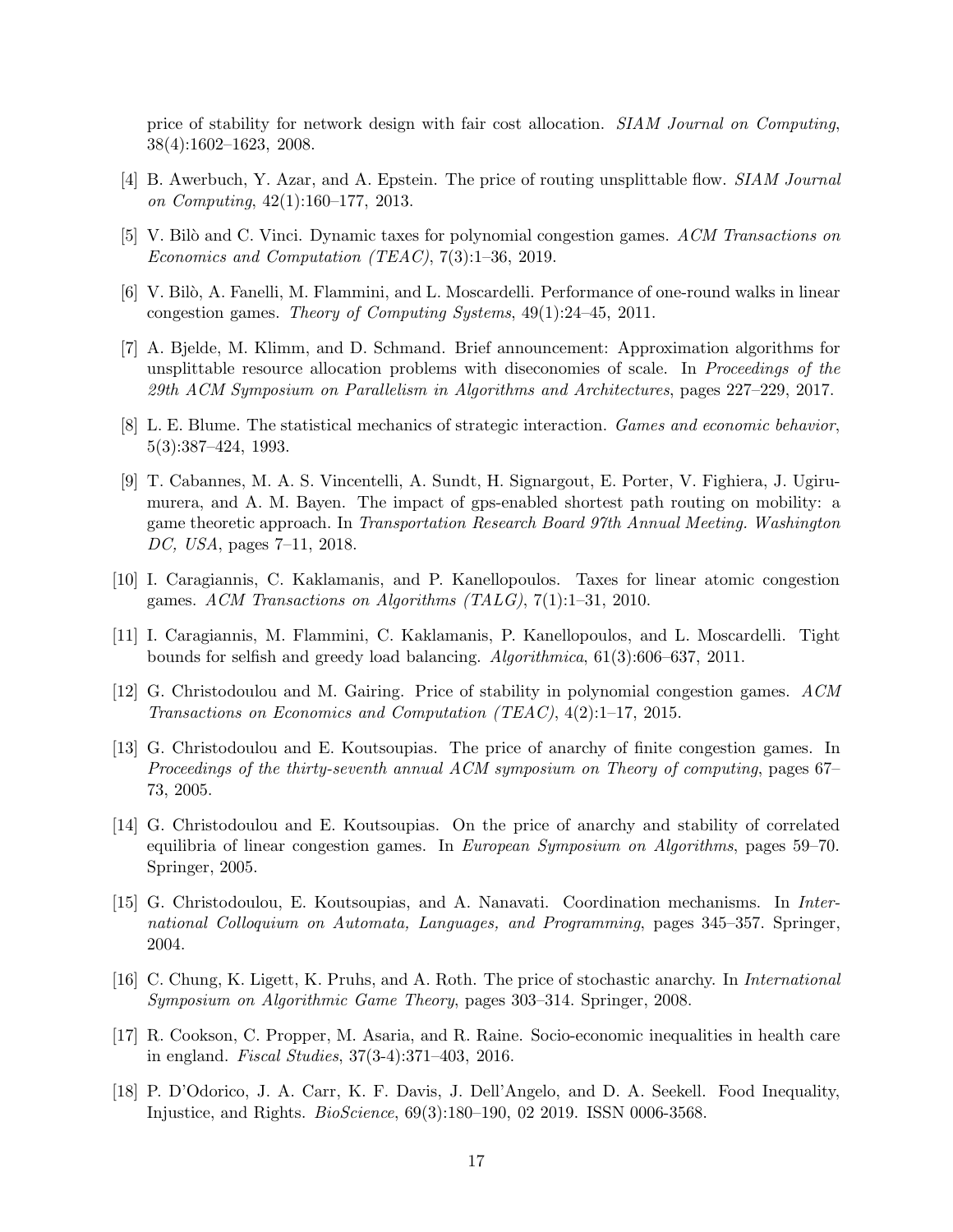price of stability for network design with fair cost allocation. *SIAM Journal on Computing*, 38(4):1602–1623, 2008.

[4] B. Awerbuch, Y. Azar, and A. Epstein. The price of routing unsplittable flow. *SIAM Journal on Computing*, 42(1):160–177, 2013.

[5] V. Bilò and C. Vinci. Dynamic taxes for polynomial congestion games. *ACM Transactions on Economics and Computation (TEAC)*, 7(3):1–36, 2019.

[6] V. Bilò, A. Fanelli, M. Flammini, and L. Moscardelli. Performance of one-round walks in linear congestion games. *Theory of Computing Systems*, 49(1):24–45, 2011.

[7] A. Bjelde, M. Klimm, and D. Schmand. Brief announcement: Approximation algorithms for unsplittable resource allocation problems with diseconomies of scale. In *Proceedings of the 29th ACM Symposium on Parallelism in Algorithms and Architectures*, pages 227–229, 2017.

[8] L. E. Blume. The statistical mechanics of strategic interaction. *Games and economic behavior*, 5(3):387–424, 1993.

[9] T. Cabannes, M. A. S. Vincentelli, A. Sundt, H. Signargout, E. Porter, V. Fighiera, J. Ugirumurera, and A. M. Bayen. The impact of gps-enabled shortest path routing on mobility: a game theoretic approach. In *Transportation Research Board 97th Annual Meeting. Washington DC, USA*, pages 7–11, 2018.

[10] I. Caragiannis, C. Kaklamanis, and P. Kanellopoulos. Taxes for linear atomic congestion games. *ACM Transactions on Algorithms (TALG)*, 7(1):1–31, 2010.

[11] I. Caragiannis, M. Flammini, C. Kaklamanis, P. Kanellopoulos, and L. Moscardelli. Tight bounds for selfish and greedy load balancing. *Algorithmica*, 61(3):606–637, 2011.

[12] G. Christodoulou and M. Gairing. Price of stability in polynomial congestion games. *ACM Transactions on Economics and Computation (TEAC)*, 4(2):1–17, 2015.

[13] G. Christodoulou and E. Koutsoupias. The price of anarchy of finite congestion games. In *Proceedings of the thirty-seventh annual ACM symposium on Theory of computing*, pages 67–73, 2005.

[14] G. Christodoulou and E. Koutsoupias. On the price of anarchy and stability of correlated equilibria of linear congestion games. In *European Symposium on Algorithms*, pages 59–70. Springer, 2005.

[15] G. Christodoulou, E. Koutsoupias, and A. Nanavati. Coordination mechanisms. In *International Colloquium on Automata, Languages, and Programming*, pages 345–357. Springer, 2004.

[16] C. Chung, K. Ligett, K. Pruhs, and A. Roth. The price of stochastic anarchy. In *International Symposium on Algorithmic Game Theory*, pages 303–314. Springer, 2008.

[17] R. Cookson, C. Propper, M. Asaria, and R. Raine. Socio-economic inequalities in health care in england. *Fiscal Studies*, 37(3-4):371–403, 2016.

[18] P. D'Odorico, J. A. Carr, K. F. Davis, J. Dell'Angelo, and D. A. Seekell. Food Inequality, Injustice, and Rights. *BioScience*, 69(3):180–190, 02 2019. ISSN 0006-3568.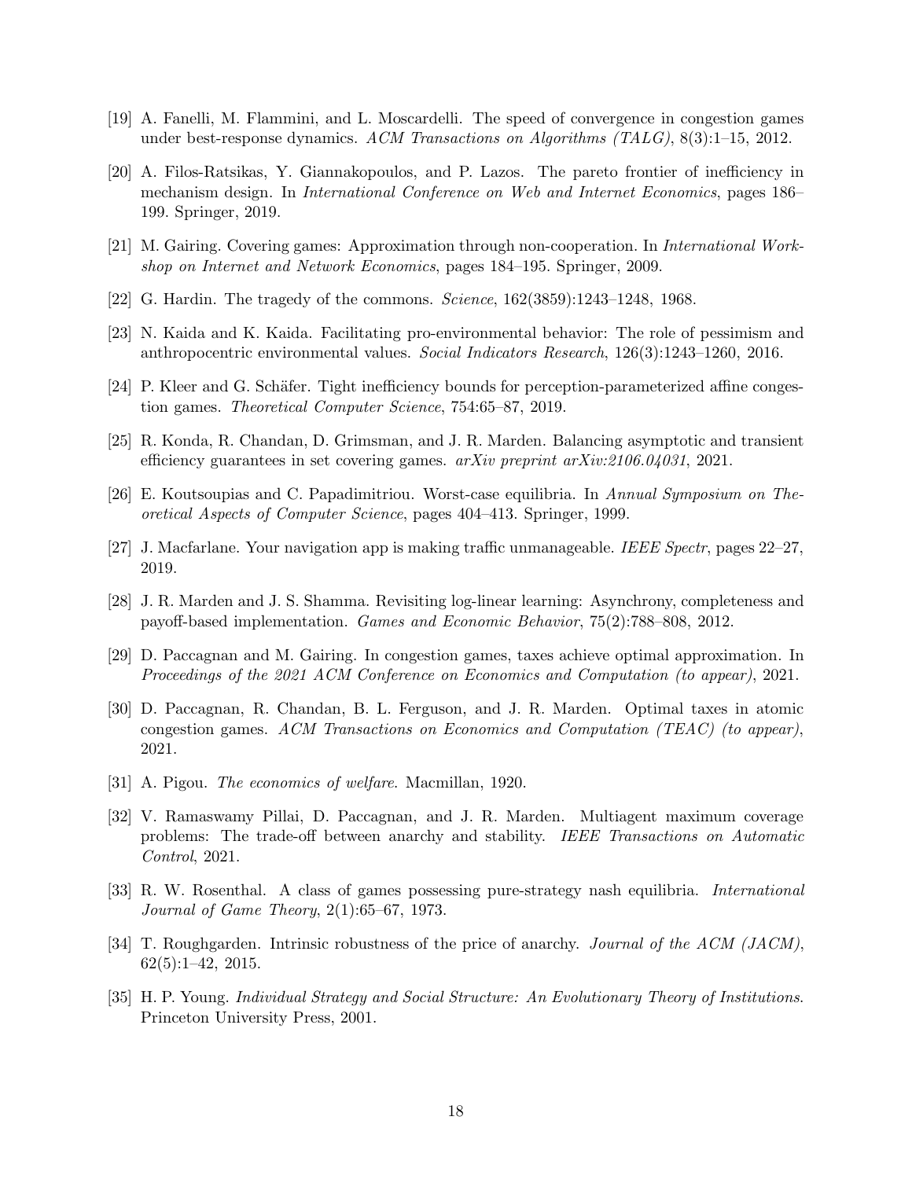[19] A. Fanelli, M. Flammini, and L. Moscardelli. The speed of convergence in congestion games under best-response dynamics. *ACM Transactions on Algorithms (TALG)*, 8(3):1–15, 2012.

[20] A. Filos-Ratsikas, Y. Giannakopoulos, and P. Lazos. The pareto frontier of inefficiency in mechanism design. In *International Conference on Web and Internet Economics*, pages 186–199. Springer, 2019.

[21] M. Gairing. Covering games: Approximation through non-cooperation. In *International Workshop on Internet and Network Economics*, pages 184–195. Springer, 2009.

[22] G. Hardin. The tragedy of the commons. *Science*, 162(3859):1243–1248, 1968.

[23] N. Kaida and K. Kaida. Facilitating pro-environmental behavior: The role of pessimism and anthropocentric environmental values. *Social Indicators Research*, 126(3):1243–1260, 2016.

[24] P. Kleer and G. Schäfer. Tight inefficiency bounds for perception-parameterized affine congestion games. *Theoretical Computer Science*, 754:65–87, 2019.

[25] R. Konda, R. Chandan, D. Grimsman, and J. R. Marden. Balancing asymptotic and transient efficiency guarantees in set covering games. *arXiv preprint arXiv:2106.04031*, 2021.

[26] E. Koutsoupias and C. Papadimitriou. Worst-case equilibria. In *Annual Symposium on Theoretical Aspects of Computer Science*, pages 404–413. Springer, 1999.

[27] J. Macfarlane. Your navigation app is making traffic unmanageable. *IEEE Spectr*, pages 22–27, 2019.

[28] J. R. Marden and J. S. Shamma. Revisiting log-linear learning: Asynchrony, completeness and payoff-based implementation. *Games and Economic Behavior*, 75(2):788–808, 2012.

[29] D. Paccagnan and M. Gairing. In congestion games, taxes achieve optimal approximation. In *Proceedings of the 2021 ACM Conference on Economics and Computation (to appear)*, 2021.

[30] D. Paccagnan, R. Chandan, B. L. Ferguson, and J. R. Marden. Optimal taxes in atomic congestion games. *ACM Transactions on Economics and Computation (TEAC) (to appear)*, 2021.

[31] A. Pigou. *The economics of welfare*. Macmillan, 1920.

[32] V. Ramaswamy Pillai, D. Paccagnan, and J. R. Marden. Multiagent maximum coverage problems: The trade-off between anarchy and stability. *IEEE Transactions on Automatic Control*, 2021.

[33] R. W. Rosenthal. A class of games possessing pure-strategy nash equilibria. *International Journal of Game Theory*, 2(1):65–67, 1973.

[34] T. Roughgarden. Intrinsic robustness of the price of anarchy. *Journal of the ACM (JACM)*, 62(5):1–42, 2015.

[35] H. P. Young. *Individual Strategy and Social Structure: An Evolutionary Theory of Institutions*. Princeton University Press, 2001.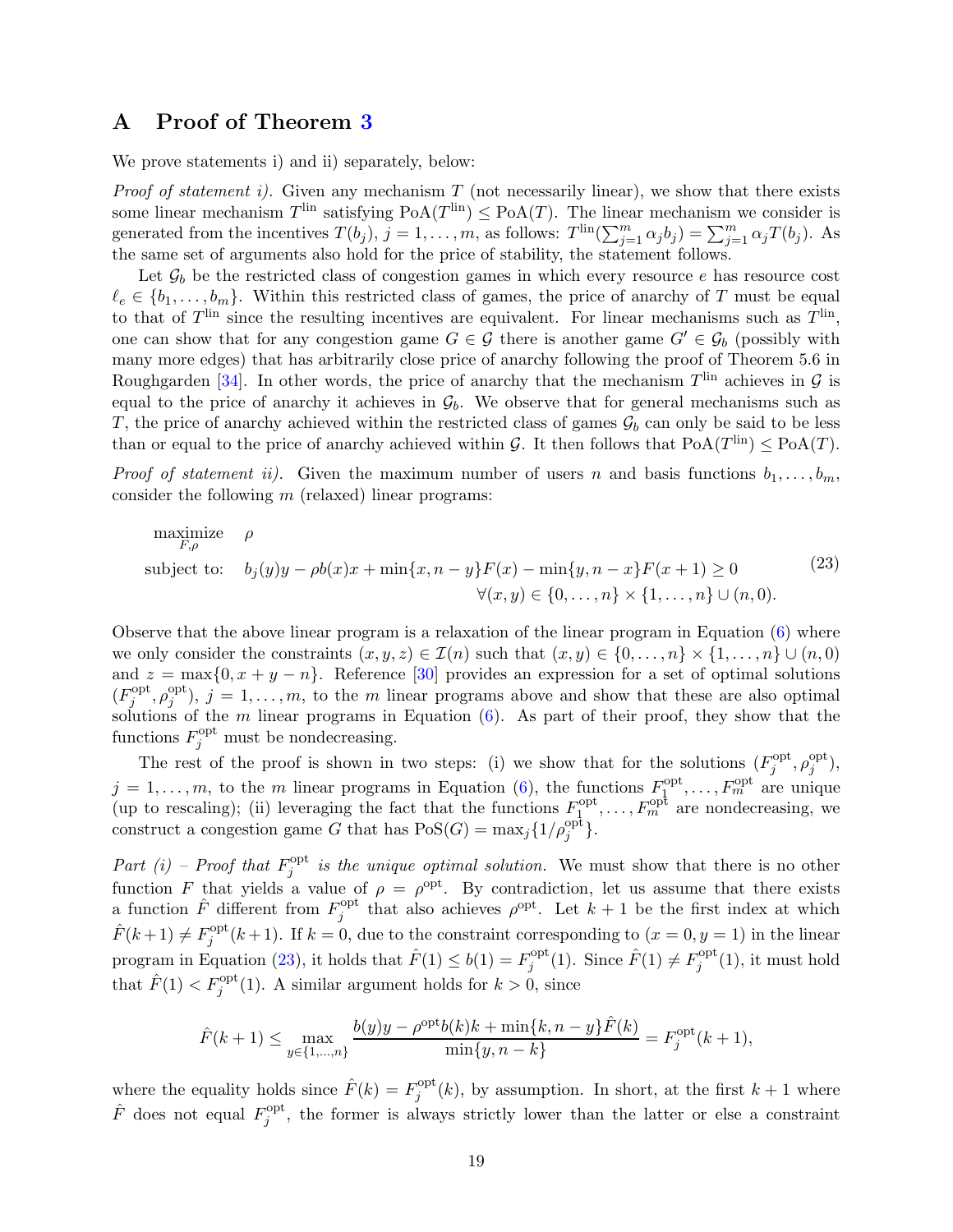## A Proof of Theorem 3

We prove statements i) and ii) separately, below:

*Proof of statement i).* Given any mechanism $T$ (not necessarily linear), we show that there exists some linear mechanism $T^{\mathrm{lin}}$ satisfying $\mathrm{PoA}(T^{\mathrm{lin}}) \leq \mathrm{PoA}(T)$. The linear mechanism we consider is generated from the incentives $T(b_j)$, $j = 1, \ldots, m$, as follows: $T^{\mathrm{lin}}(\sum_{j=1}^m \alpha_j b_j) = \sum_{j=1}^m \alpha_j T(b_j)$. As the same set of arguments also hold for the price of stability, the statement follows.

Let $\mathcal{G}_b$ be the restricted class of congestion games in which every resource $e$ has resource cost $\ell_e \in \{b_1, \ldots, b_m\}$. Within this restricted class of games, the price of anarchy of $T$ must be equal to that of $T^{\mathrm{lin}}$ since the resulting incentives are equivalent. For linear mechanisms such as $T^{\mathrm{lin}}$, one can show that for any congestion game $G \in \mathcal{G}$ there is another game $G' \in \mathcal{G}_b$ (possibly with many more edges) that has arbitrarily close price of anarchy following the proof of Theorem 5.6 in Roughgarden [34]. In other words, the price of anarchy that the mechanism $T^{\mathrm{lin}}$ achieves in $\mathcal{G}$ is equal to the price of anarchy it achieves in $\mathcal{G}_b$. We observe that for general mechanisms such as $T$, the price of anarchy achieved within the restricted class of games $\mathcal{G}_b$ can only be said to be less than or equal to the price of anarchy achieved within $\mathcal{G}$. It then follows that $\mathrm{PoA}(T^{\mathrm{lin}}) \leq \mathrm{PoA}(T)$.

*Proof of statement ii).* Given the maximum number of users $n$ and basis functions $b_1, \ldots, b_m$, consider the following $m$ (relaxed) linear programs:

$$
\begin{aligned}
\underset{F,\rho}{\text{maximize}} \quad & \rho \\
\text{subject to:} \quad & b_j(y)y - \rho b(x)x + \min\{x, n-y\}F(x) - \min\{y, n-x\}F(x+1) \geq 0 \\
& \qquad \forall (x,y) \in \{0, \ldots, n\} \times \{1, \ldots, n\} \cup (n, 0).
\end{aligned}
\tag{23}
$$

Observe that the above linear program is a relaxation of the linear program in Equation (6) where we only consider the constraints $(x, y, z) \in \mathcal{I}(n)$ such that $(x, y) \in \{0, \ldots, n\} \times \{1, \ldots, n\} \cup (n, 0)$ and $z = \max\{0, x + y - n\}$. Reference [30] provides an expression for a set of optimal solutions $(F_j^{\mathrm{opt}}, \rho_j^{\mathrm{opt}})$, $j = 1, \ldots, m$, to the $m$ linear programs above and show that these are also optimal solutions of the $m$ linear programs in Equation (6). As part of their proof, they show that the functions $F_j^{\mathrm{opt}}$ must be nondecreasing.

The rest of the proof is shown in two steps: (i) we show that for the solutions $(F_j^{\mathrm{opt}}, \rho_j^{\mathrm{opt}})$, $j = 1, \ldots, m$, to the $m$ linear programs in Equation (6), the functions $F_1^{\mathrm{opt}}, \ldots, F_m^{\mathrm{opt}}$ are unique (up to rescaling); (ii) leveraging the fact that the functions $F_1^{\mathrm{opt}}, \ldots, F_m^{\mathrm{opt}}$ are nondecreasing, we construct a congestion game $G$ that has $\mathrm{PoS}(G) = \max_j \{1/\rho_j^{\mathrm{opt}}\}$.

*Part (i) – Proof that $F_j^{\mathrm{opt}}$ is the unique optimal solution.* We must show that there is no other function $F$ that yields a value of $\rho = \rho^{\mathrm{opt}}$. By contradiction, let us assume that there exists a function $\hat{F}$ different from $F_j^{\mathrm{opt}}$ that also achieves $\rho^{\mathrm{opt}}$. Let $k+1$ be the first index at which $\hat{F}(k+1) \neq F_j^{\mathrm{opt}}(k+1)$. If $k = 0$, due to the constraint corresponding to $(x = 0, y = 1)$ in the linear program in Equation (23), it holds that $\hat{F}(1) \leq b(1) = F_j^{\mathrm{opt}}(1)$. Since $\hat{F}(1) \neq F_j^{\mathrm{opt}}(1)$, it must hold that $\hat{F}(1) < F_j^{\mathrm{opt}}(1)$. A similar argument holds for $k > 0$, since

$$
\hat{F}(k+1) \leq \max_{y \in \{1, \ldots, n\}} \frac{b(y)y - \rho^{\mathrm{opt}} b(k)k + \min\{k, n-y\}\hat{F}(k)}{\min\{y, n-k\}} = F_j^{\mathrm{opt}}(k+1),
$$

where the equality holds since $\hat{F}(k) = F_j^{\mathrm{opt}}(k)$, by assumption. In short, at the first $k+1$ where $\hat{F}$ does not equal $F_j^{\mathrm{opt}}$, the former is always strictly lower than the latter or else a constraint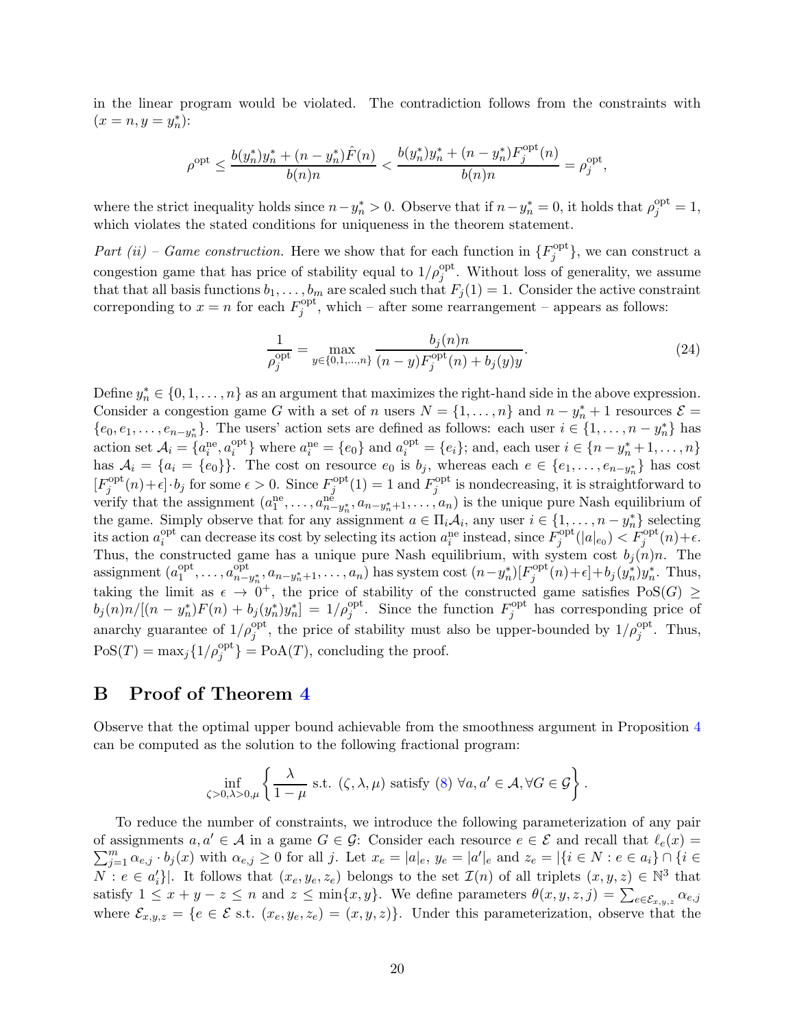in the linear program would be violated. The contradiction follows from the constraints with $(x = n, y = y_n^*)$:

$$\rho^{\text{opt}} \leq \frac{b(y_n^*)y_n^* + (n - y_n^*)\hat{F}(n)}{b(n)n} < \frac{b(y_n^*)y_n^* + (n - y_n^*)F_j^{\text{opt}}(n)}{b(n)n} = \rho_j^{\text{opt}},$$

where the strict inequality holds since $n - y_n^* > 0$. Observe that if $n - y_n^* = 0$, it holds that $\rho_j^{\text{opt}} = 1$, which violates the stated conditions for uniqueness in the theorem statement.

*Part (ii) – Game construction.* Here we show that for each function in $\{F_j^{\text{opt}}\}$, we can construct a congestion game that has price of stability equal to $1/\rho_j^{\text{opt}}$. Without loss of generality, we assume that that all basis functions $b_1, \ldots, b_m$ are scaled such that $F_j(1) = 1$. Consider the active constraint correponding to $x = n$ for each $F_j^{\text{opt}}$, which – after some rearrangement – appears as follows:

$$\frac{1}{\rho_j^{\text{opt}}} = \max_{y \in \{0,1,\ldots,n\}} \frac{b_j(n)n}{(n-y)F_j^{\text{opt}}(n) + b_j(y)y}. \tag{24}$$

Define $y_n^* \in \{0, 1, \ldots, n\}$ as an argument that maximizes the right-hand side in the above expression. Consider a congestion game $G$ with a set of $n$ users $N = \{1, \ldots, n\}$ and $n - y_n^* + 1$ resources $\mathcal{E} = \{e_0, e_1, \ldots, e_{n-y_n^*}\}$. The users' action sets are defined as follows: each user $i \in \{1, \ldots, n - y_n^*\}$ has action set $\mathcal{A}_i = \{a_i^{\text{ne}}, a_i^{\text{opt}}\}$ where $a_i^{\text{ne}} = \{e_0\}$ and $a_i^{\text{opt}} = \{e_i\}$; and, each user $i \in \{n - y_n^* + 1, \ldots, n\}$ has $\mathcal{A}_i = \{a_i = \{e_0\}\}$. The cost on resource $e_0$ is $b_j$, whereas each $e \in \{e_1, \ldots, e_{n-y_n^*}\}$ has cost $[F_j^{\text{opt}}(n) + \epsilon] \cdot b_j$ for some $\epsilon > 0$. Since $F_j^{\text{opt}}(1) = 1$ and $F_j^{\text{opt}}$ is nondecreasing, it is straightforward to verify that the assignment $(a_1^{\text{ne}}, \ldots, a_{n-y_n^*}^{\text{ne}}, a_{n-y_n^*+1}, \ldots, a_n)$ is the unique pure Nash equilibrium of the game. Simply observe that for any assignment $a \in \Pi_i \mathcal{A}_i$, any user $i \in \{1, \ldots, n - y_n^*\}$ selecting its action $a_i^{\text{opt}}$ can decrease its cost by selecting its action $a_i^{\text{ne}}$ instead, since $F_j^{\text{opt}}(|a|_{e_0}) < F_j^{\text{opt}}(n) + \epsilon$. Thus, the constructed game has a unique pure Nash equilibrium, with system cost $b_j(n)n$. The assignment $(a_1^{\text{opt}}, \ldots, a_{n-y_n^*}^{\text{opt}}, a_{n-y_n^*+1}, \ldots, a_n)$ has system cost $(n - y_n^*)[F_j^{\text{opt}}(n) + \epsilon] + b_j(y_n^*)y_n^*$. Thus, taking the limit as $\epsilon \to 0^+$, the price of stability of the constructed game satisfies $\text{PoS}(G) \geq b_j(n)n/[(n - y_n^*)F(n) + b_j(y_n^*)y_n^*] = 1/\rho_j^{\text{opt}}$. Since the function $F_j^{\text{opt}}$ has corresponding price of anarchy guarantee of $1/\rho_j^{\text{opt}}$, the price of stability must also be upper-bounded by $1/\rho_j^{\text{opt}}$. Thus, $\text{PoS}(T) = \max_j\{1/\rho_j^{\text{opt}}\} = \text{PoA}(T)$, concluding the proof.

## B Proof of Theorem 4

Observe that the optimal upper bound achievable from the smoothness argument in Proposition 4 can be computed as the solution to the following fractional program:

$$\inf_{\zeta > 0, \lambda > 0, \mu} \left\{ \frac{\lambda}{1 - \mu} \text{ s.t. } (\zeta, \lambda, \mu) \text{ satisfy (8) } \forall a, a' \in \mathcal{A}, \forall G \in \mathcal{G} \right\}.$$

To reduce the number of constraints, we introduce the following parameterization of any pair of assignments $a, a' \in \mathcal{A}$ in a game $G \in \mathcal{G}$: Consider each resource $e \in \mathcal{E}$ and recall that $\ell_e(x) = \sum_{j=1}^m \alpha_{e,j} \cdot b_j(x)$ with $\alpha_{e,j} \geq 0$ for all $j$. Let $x_e = |a|_e$, $y_e = |a'|_e$ and $z_e = |\{i \in N : e \in a_i\} \cap \{i \in N : e \in a_i'\}|$. It follows that $(x_e, y_e, z_e)$ belongs to the set $\mathcal{I}(n)$ of all triplets $(x, y, z) \in \mathbb{N}^3$ that satisfy $1 \leq x + y - z \leq n$ and $z \leq \min\{x, y\}$. We define parameters $\theta(x, y, z, j) = \sum_{e \in \mathcal{E}_{x,y,z}} \alpha_{e,j}$ where $\mathcal{E}_{x,y,z} = \{e \in \mathcal{E} \text{ s.t. } (x_e, y_e, z_e) = (x, y, z)\}$. Under this parameterization, observe that the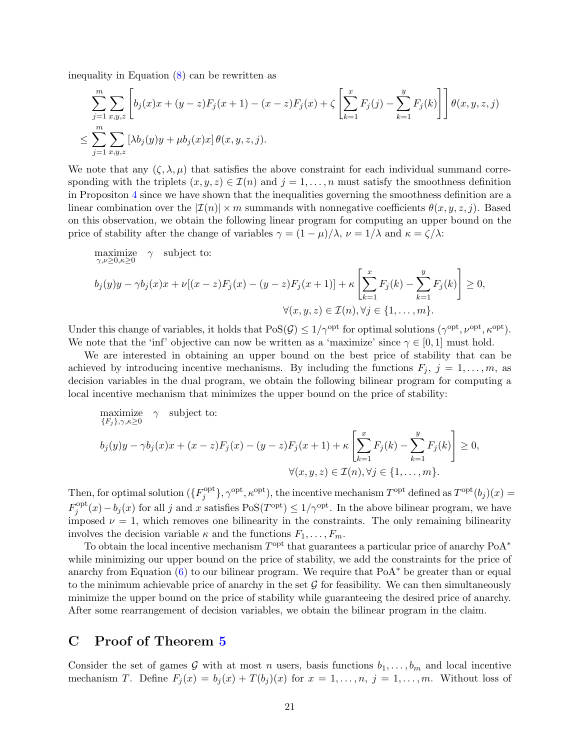inequality in Equation (8) can be rewritten as

$$\sum_{j=1}^{m} \sum_{x,y,z} \left[ b_j(x)x + (y-z)F_j(x+1) - (x-z)F_j(x) + \zeta \left[ \sum_{k=1}^{x} F_j(j) - \sum_{k=1}^{y} F_j(k) \right] \right] \theta(x,y,z,j)$$
$$\leq \sum_{j=1}^{m} \sum_{x,y,z} \left[ \lambda b_j(y)y + \mu b_j(x)x \right] \theta(x,y,z,j).$$

We note that any $(\zeta, \lambda, \mu)$ that satisfies the above constraint for each individual summand corresponding with the triplets $(x,y,z) \in \mathcal{I}(n)$ and $j = 1, \ldots, n$ must satisfy the smoothness definition in Propositon 4 since we have shown that the inequalities governing the smoothness definition are a linear combination over the $|\mathcal{I}(n)| \times m$ summands with nonnegative coefficients $\theta(x,y,z,j)$. Based on this observation, we obtain the following linear program for computing an upper bound on the price of stability after the change of variables $\gamma = (1-\mu)/\lambda$, $\nu = 1/\lambda$ and $\kappa = \zeta/\lambda$:

$$\underset{\gamma, \nu \geq 0, \kappa \geq 0}{\text{maximize}} \quad \gamma \quad \text{subject to:}$$
$$b_j(y)y - \gamma b_j(x)x + \nu[(x-z)F_j(x) - (y-z)F_j(x+1)] + \kappa \left[ \sum_{k=1}^{x} F_j(k) - \sum_{k=1}^{y} F_j(k) \right] \geq 0,$$
$$\forall (x,y,z) \in \mathcal{I}(n), \forall j \in \{1, \ldots, m\}.$$

Under this change of variables, it holds that $\text{PoS}(\mathcal{G}) \leq 1/\gamma^{\text{opt}}$ for optimal solutions $(\gamma^{\text{opt}}, \nu^{\text{opt}}, \kappa^{\text{opt}})$. We note that the 'inf' objective can now be written as a 'maximize' since $\gamma \in [0,1]$ must hold.

We are interested in obtaining an upper bound on the best price of stability that can be achieved by introducing incentive mechanisms. By including the functions $F_j$, $j = 1, \ldots, m$, as decision variables in the dual program, we obtain the following bilinear program for computing a local incentive mechanism that minimizes the upper bound on the price of stability:

$$\underset{\{F_j\}, \gamma, \kappa \geq 0}{\text{maximize}} \quad \gamma \quad \text{subject to:}$$
$$b_j(y)y - \gamma b_j(x)x + (x-z)F_j(x) - (y-z)F_j(x+1) + \kappa \left[ \sum_{k=1}^{x} F_j(k) - \sum_{k=1}^{y} F_j(k) \right] \geq 0,$$
$$\forall (x,y,z) \in \mathcal{I}(n), \forall j \in \{1, \ldots, m\}.$$

Then, for optimal solution $(\{F_j^{\text{opt}}\}, \gamma^{\text{opt}}, \kappa^{\text{opt}})$, the incentive mechanism $T^{\text{opt}}$ defined as $T^{\text{opt}}(b_j)(x) = F_j^{\text{opt}}(x) - b_j(x)$ for all $j$ and $x$ satisfies $\text{PoS}(T^{\text{opt}}) \leq 1/\gamma^{\text{opt}}$. In the above bilinear program, we have imposed $\nu = 1$, which removes one bilinearity in the constraints. The only remaining bilinearity involves the decision variable $\kappa$ and the functions $F_1, \ldots, F_m$.

To obtain the local incentive mechanism $T^{\text{opt}}$ that guarantees a particular price of anarchy $\text{PoA}^*$ while minimizing our upper bound on the price of stability, we add the constraints for the price of anarchy from Equation (6) to our bilinear program. We require that $\text{PoA}^*$ be greater than or equal to the minimum achievable price of anarchy in the set $\mathcal{G}$ for feasibility. We can then simultaneously minimize the upper bound on the price of stability while guaranteeing the desired price of anarchy. After some rearrangement of decision variables, we obtain the bilinear program in the claim.

## C Proof of Theorem 5

Consider the set of games $\mathcal{G}$ with at most $n$ users, basis functions $b_1, \ldots, b_m$ and local incentive mechanism $T$. Define $F_j(x) = b_j(x) + T(b_j)(x)$ for $x = 1, \ldots, n$, $j = 1, \ldots, m$. Without loss of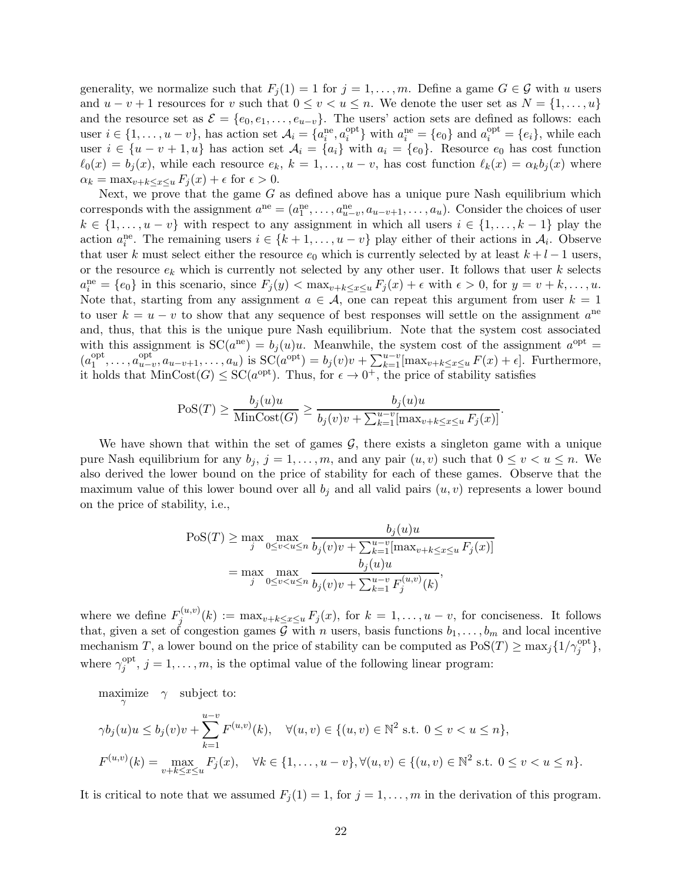generality, we normalize such that $F_j(1) = 1$ for $j = 1, \ldots, m$. Define a game $G \in \mathcal{G}$ with $u$ users and $u - v + 1$ resources for $v$ such that $0 \leq v < u \leq n$. We denote the user set as $N = \{1, \ldots, u\}$ and the resource set as $\mathcal{E} = \{e_0, e_1, \ldots, e_{u-v}\}$. The users' action sets are defined as follows: each user $i \in \{1, \ldots, u - v\}$, has action set $\mathcal{A}_i = \{a_i^{\text{ne}}, a_i^{\text{opt}}\}$ with $a_i^{\text{ne}} = \{e_0\}$ and $a_i^{\text{opt}} = \{e_i\}$, while each user $i \in \{u - v + 1, u\}$ has action set $\mathcal{A}_i = \{a_i\}$ with $a_i = \{e_0\}$. Resource $e_0$ has cost function $\ell_0(x) = b_j(x)$, while each resource $e_k$, $k = 1, \ldots, u - v$, has cost function $\ell_k(x) = \alpha_k b_j(x)$ where $\alpha_k = \max_{v+k \leq x \leq u} F_j(x) + \epsilon$ for $\epsilon > 0$.

Next, we prove that the game $G$ as defined above has a unique pure Nash equilibrium which corresponds with the assignment $a^{\text{ne}} = (a_1^{\text{ne}}, \ldots, a_{u-v}^{\text{ne}}, a_{u-v+1}, \ldots, a_u)$. Consider the choices of user $k \in \{1, \ldots, u - v\}$ with respect to any assignment in which all users $i \in \{1, \ldots, k - 1\}$ play the action $a_i^{\text{ne}}$. The remaining users $i \in \{k + 1, \ldots, u - v\}$ play either of their actions in $\mathcal{A}_i$. Observe that user $k$ must select either the resource $e_0$ which is currently selected by at least $k + l - 1$ users, or the resource $e_k$ which is currently not selected by any other user. It follows that user $k$ selects $a_i^{\text{ne}} = \{e_0\}$ in this scenario, since $F_j(y) < \max_{v+k \leq x \leq u} F_j(x) + \epsilon$ with $\epsilon > 0$, for $y = v + k, \ldots, u$. Note that, starting from any assignment $a \in \mathcal{A}$, one can repeat this argument from user $k = 1$ to user $k = u - v$ to show that any sequence of best responses will settle on the assignment $a^{\text{ne}}$ and, thus, that this is the unique pure Nash equilibrium. Note that the system cost associated with this assignment is $\text{SC}(a^{\text{ne}}) = b_j(u)u$. Meanwhile, the system cost of the assignment $a^{\text{opt}} = (a_1^{\text{opt}}, \ldots, a_{u-v}^{\text{opt}}, a_{u-v+1}, \ldots, a_u)$ is $\text{SC}(a^{\text{opt}}) = b_j(v)v + \sum_{k=1}^{u-v} [\max_{v+k \leq x \leq u} F(x) + \epsilon]$. Furthermore, it holds that $\text{MinCost}(G) \leq \text{SC}(a^{\text{opt}})$. Thus, for $\epsilon \to 0^+$, the price of stability satisfies

$$\text{PoS}(T) \geq \frac{b_j(u)u}{\text{MinCost}(G)} \geq \frac{b_j(u)u}{b_j(v)v + \sum_{k=1}^{u-v} [\max_{v+k \leq x \leq u} F_j(x)]}.$$

We have shown that within the set of games $\mathcal{G}$, there exists a singleton game with a unique pure Nash equilibrium for any $b_j$, $j = 1, \ldots, m$, and any pair $(u, v)$ such that $0 \leq v < u \leq n$. We also derived the lower bound on the price of stability for each of these games. Observe that the maximum value of this lower bound over all $b_j$ and all valid pairs $(u, v)$ represents a lower bound on the price of stability, i.e.,

$$\begin{aligned}
\text{PoS}(T) &\geq \max_j \max_{0 \leq v < u \leq n} \frac{b_j(u)u}{b_j(v)v + \sum_{k=1}^{u-v} [\max_{v+k \leq x \leq u} F_j(x)]} \\
&= \max_j \max_{0 \leq v < u \leq n} \frac{b_j(u)u}{b_j(v)v + \sum_{k=1}^{u-v} F_j^{(u,v)}(k)},
\end{aligned}$$

where we define $F_j^{(u,v)}(k) := \max_{v+k \leq x \leq u} F_j(x)$, for $k = 1, \ldots, u - v$, for conciseness. It follows that, given a set of congestion games $\mathcal{G}$ with $n$ users, basis functions $b_1, \ldots, b_m$ and local incentive mechanism $T$, a lower bound on the price of stability can be computed as $\text{PoS}(T) \geq \max_j \{1/\gamma_j^{\text{opt}}\}$, where $\gamma_j^{\text{opt}}$, $j = 1, \ldots, m$, is the optimal value of the following linear program:

$$\underset{\gamma}{\text{maximize}} \quad \gamma \quad \text{subject to:}$$

$$\gamma b_j(u)u \leq b_j(v)v + \sum_{k=1}^{u-v} F^{(u,v)}(k), \quad \forall (u, v) \in \{(u, v) \in \mathbb{N}^2 \text{ s.t. } 0 \leq v < u \leq n\},$$

$$F^{(u,v)}(k) = \max_{v+k \leq x \leq u} F_j(x), \quad \forall k \in \{1, \ldots, u - v\}, \forall (u, v) \in \{(u, v) \in \mathbb{N}^2 \text{ s.t. } 0 \leq v < u \leq n\}.$$

It is critical to note that we assumed $F_j(1) = 1$, for $j = 1, \ldots, m$ in the derivation of this program.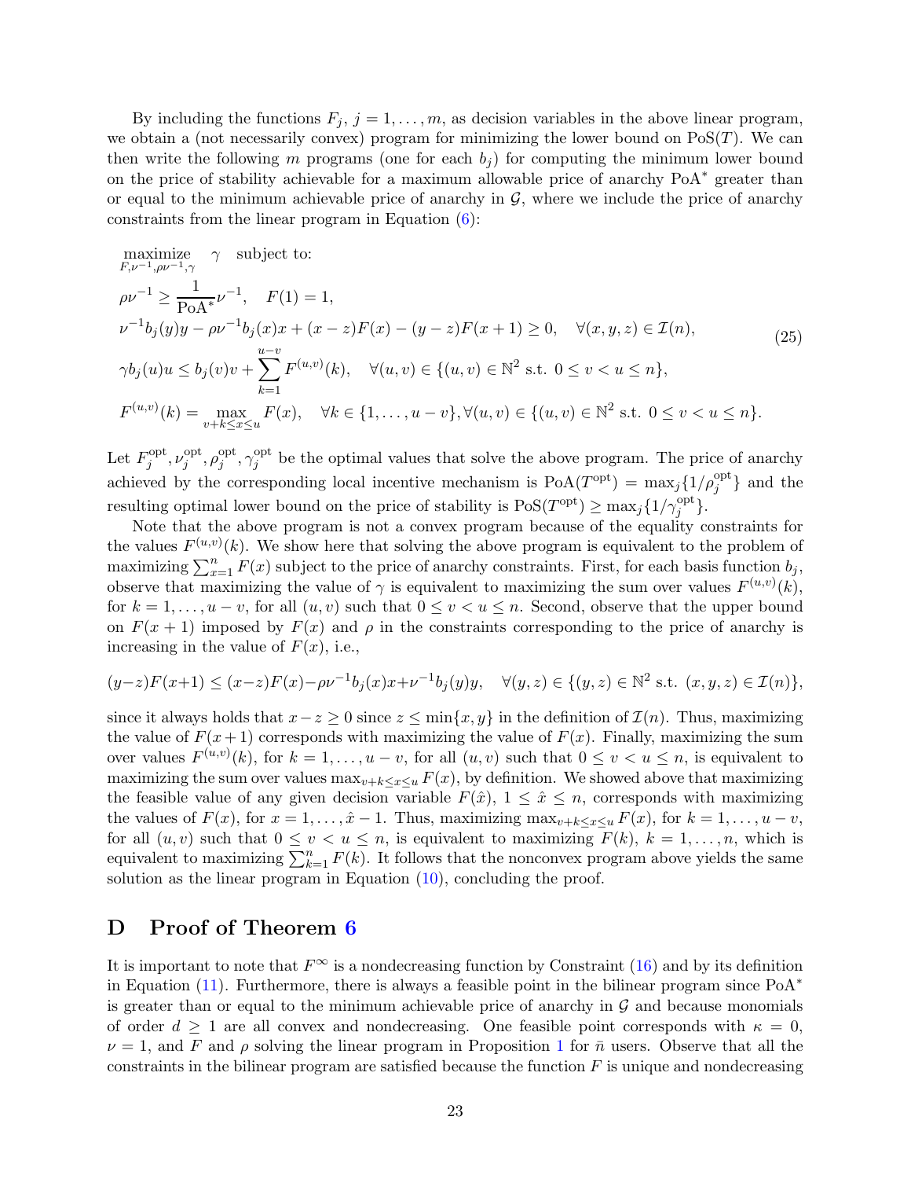By including the functions $F_j$, $j = 1, \ldots, m$, as decision variables in the above linear program, we obtain a (not necessarily convex) program for minimizing the lower bound on $\mathrm{PoS}(T)$. We can then write the following $m$ programs (one for each $b_j$) for computing the minimum lower bound on the price of stability achievable for a maximum allowable price of anarchy $\mathrm{PoA}^*$ greater than or equal to the minimum achievable price of anarchy in $\mathcal{G}$, where we include the price of anarchy constraints from the linear program in Equation (6):

$$
\begin{aligned}
&\underset{F,\nu^{-1},\rho\nu^{-1},\gamma}{\text{maximize}} \quad \gamma \quad \text{subject to:}\\
&\rho\nu^{-1} \geq \frac{1}{\mathrm{PoA}^*}\nu^{-1}, \quad F(1) = 1,\\
&\nu^{-1}b_j(y)y - \rho\nu^{-1}b_j(x)x + (x-z)F(x) - (y-z)F(x+1) \geq 0, \quad \forall (x,y,z) \in \mathcal{I}(n),\\
&\gamma b_j(u)u \leq b_j(v)v + \sum_{k=1}^{u-v} F^{(u,v)}(k), \quad \forall (u,v) \in \{(u,v) \in \mathbb{N}^2 \text{ s.t. } 0 \leq v < u \leq n\},\\
&F^{(u,v)}(k) = \max_{v+k \leq x \leq u} F(x), \quad \forall k \in \{1,\ldots,u-v\}, \forall (u,v) \in \{(u,v) \in \mathbb{N}^2 \text{ s.t. } 0 \leq v < u \leq n\}.
\end{aligned}
\tag{25}
$$

Let $F_j^{\mathrm{opt}}, \nu_j^{\mathrm{opt}}, \rho_j^{\mathrm{opt}}, \gamma_j^{\mathrm{opt}}$ be the optimal values that solve the above program. The price of anarchy achieved by the corresponding local incentive mechanism is $\mathrm{PoA}(T^{\mathrm{opt}}) = \max_j\{1/\rho_j^{\mathrm{opt}}\}$ and the resulting optimal lower bound on the price of stability is $\mathrm{PoS}(T^{\mathrm{opt}}) \geq \max_j\{1/\gamma_j^{\mathrm{opt}}\}$.

Note that the above program is not a convex program because of the equality constraints for the values $F^{(u,v)}(k)$. We show here that solving the above program is equivalent to the problem of maximizing $\sum_{x=1}^n F(x)$ subject to the price of anarchy constraints. First, for each basis function $b_j$, observe that maximizing the value of $\gamma$ is equivalent to maximizing the sum over values $F^{(u,v)}(k)$, for $k = 1, \ldots, u-v$, for all $(u,v)$ such that $0 \leq v < u \leq n$. Second, observe that the upper bound on $F(x+1)$ imposed by $F(x)$ and $\rho$ in the constraints corresponding to the price of anarchy is increasing in the value of $F(x)$, i.e.,

$$
(y-z)F(x+1) \leq (x-z)F(x) - \rho\nu^{-1}b_j(x)x + \nu^{-1}b_j(y)y, \quad \forall (y,z) \in \{(y,z) \in \mathbb{N}^2 \text{ s.t. } (x,y,z) \in \mathcal{I}(n)\},
$$

since it always holds that $x - z \geq 0$ since $z \leq \min\{x,y\}$ in the definition of $\mathcal{I}(n)$. Thus, maximizing the value of $F(x+1)$ corresponds with maximizing the value of $F(x)$. Finally, maximizing the sum over values $F^{(u,v)}(k)$, for $k = 1, \ldots, u-v$, for all $(u,v)$ such that $0 \leq v < u \leq n$, is equivalent to maximizing the sum over values $\max_{v+k \leq x \leq u} F(x)$, by definition. We showed above that maximizing the feasible value of any given decision variable $F(\hat{x})$, $1 \leq \hat{x} \leq n$, corresponds with maximizing the values of $F(x)$, for $x = 1, \ldots, \hat{x}-1$. Thus, maximizing $\max_{v+k \leq x \leq u} F(x)$, for $k = 1, \ldots, u-v$, for all $(u,v)$ such that $0 \leq v < u \leq n$, is equivalent to maximizing $F(k)$, $k = 1, \ldots, n$, which is equivalent to maximizing $\sum_{k=1}^n F(k)$. It follows that the nonconvex program above yields the same solution as the linear program in Equation (10), concluding the proof.

## D Proof of Theorem 6

It is important to note that $F^\infty$ is a nondecreasing function by Constraint (16) and by its definition in Equation (11). Furthermore, there is always a feasible point in the bilinear program since $\mathrm{PoA}^*$ is greater than or equal to the minimum achievable price of anarchy in $\mathcal{G}$ and because monomials of order $d \geq 1$ are all convex and nondecreasing. One feasible point corresponds with $\kappa = 0$, $\nu = 1$, and $F$ and $\rho$ solving the linear program in Proposition 1 for $\bar{n}$ users. Observe that all the constraints in the bilinear program are satisfied because the function $F$ is unique and nondecreasing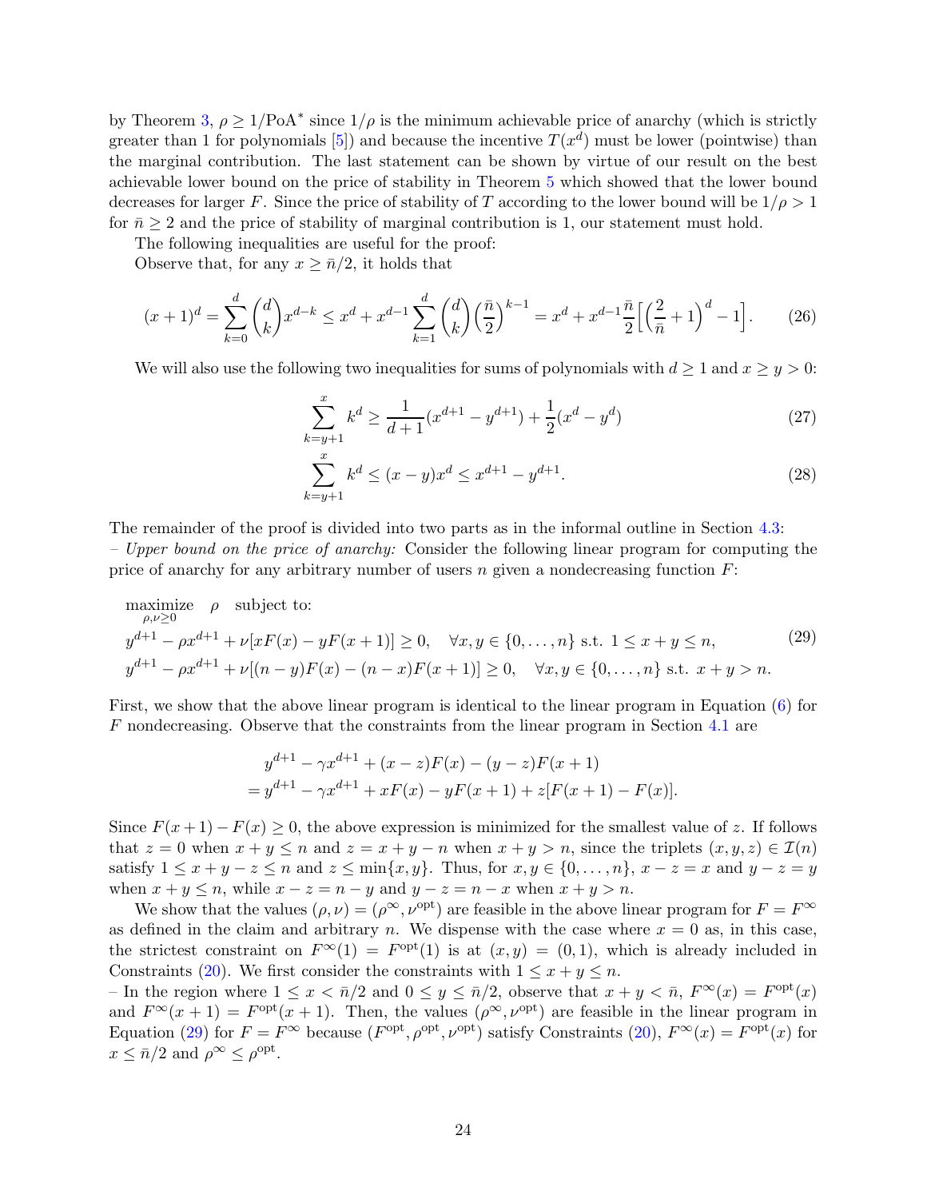by Theorem 3, $\rho \geq 1/\text{PoA}^*$ since $1/\rho$ is the minimum achievable price of anarchy (which is strictly greater than 1 for polynomials [5]) and because the incentive $T(x^d)$ must be lower (pointwise) than the marginal contribution. The last statement can be shown by virtue of our result on the best achievable lower bound on the price of stability in Theorem 5 which showed that the lower bound decreases for larger $F$. Since the price of stability of $T$ according to the lower bound will be $1/\rho > 1$ for $\bar{n} \geq 2$ and the price of stability of marginal contribution is 1, our statement must hold.

The following inequalities are useful for the proof:

Observe that, for any $x \geq \bar{n}/2$, it holds that

$$(x+1)^d = \sum_{k=0}^{d} \binom{d}{k} x^{d-k} \leq x^d + x^{d-1} \sum_{k=1}^{d} \binom{d}{k} \Big(\frac{\bar{n}}{2}\Big)^{k-1} = x^d + x^{d-1} \frac{\bar{n}}{2} \Big[ \Big(\frac{2}{\bar{n}} + 1\Big)^d - 1 \Big]. \tag{26}$$

We will also use the following two inequalities for sums of polynomials with $d \geq 1$ and $x \geq y > 0$:

$$\sum_{k=y+1}^{x} k^d \geq \frac{1}{d+1}(x^{d+1} - y^{d+1}) + \frac{1}{2}(x^d - y^d) \tag{27}$$

$$\sum_{k=y+1}^{x} k^d \leq (x-y)x^d \leq x^{d+1} - y^{d+1}. \tag{28}$$

The remainder of the proof is divided into two parts as in the informal outline in Section 4.3:

– *Upper bound on the price of anarchy:* Consider the following linear program for computing the price of anarchy for any arbitrary number of users $n$ given a nondecreasing function $F$:

$$\begin{aligned}
&\underset{\rho,\nu \geq 0}{\text{maximize}} \quad \rho \quad \text{subject to:} \\
&y^{d+1} - \rho x^{d+1} + \nu[xF(x) - yF(x+1)] \geq 0, \quad \forall x, y \in \{0, \ldots, n\} \text{ s.t. } 1 \leq x + y \leq n, \\
&y^{d+1} - \rho x^{d+1} + \nu[(n-y)F(x) - (n-x)F(x+1)] \geq 0, \quad \forall x, y \in \{0, \ldots, n\} \text{ s.t. } x + y > n.
\end{aligned} \tag{29}$$

First, we show that the above linear program is identical to the linear program in Equation (6) for $F$ nondecreasing. Observe that the constraints from the linear program in Section 4.1 are

$$\begin{aligned}
&y^{d+1} - \gamma x^{d+1} + (x-z)F(x) - (y-z)F(x+1) \\
&= y^{d+1} - \gamma x^{d+1} + xF(x) - yF(x+1) + z[F(x+1) - F(x)].
\end{aligned}$$

Since $F(x+1) - F(x) \geq 0$, the above expression is minimized for the smallest value of $z$. If follows that $z = 0$ when $x + y \leq n$ and $z = x + y - n$ when $x + y > n$, since the triplets $(x, y, z) \in \mathcal{I}(n)$ satisfy $1 \leq x + y - z \leq n$ and $z \leq \min\{x, y\}$. Thus, for $x, y \in \{0, \ldots, n\}$, $x - z = x$ and $y - z = y$ when $x + y \leq n$, while $x - z = n - y$ and $y - z = n - x$ when $x + y > n$.

We show that the values $(\rho, \nu) = (\rho^\infty, \nu^{\text{opt}})$ are feasible in the above linear program for $F = F^\infty$ as defined in the claim and arbitrary $n$. We dispense with the case where $x = 0$ as, in this case, the strictest constraint on $F^\infty(1) = F^{\text{opt}}(1)$ is at $(x, y) = (0, 1)$, which is already included in Constraints (20). We first consider the constraints with $1 \leq x + y \leq n$.

– In the region where $1 \leq x < \bar{n}/2$ and $0 \leq y \leq \bar{n}/2$, observe that $x + y < \bar{n}$, $F^\infty(x) = F^{\text{opt}}(x)$ and $F^\infty(x+1) = F^{\text{opt}}(x+1)$. Then, the values $(\rho^\infty, \nu^{\text{opt}})$ are feasible in the linear program in Equation (29) for $F = F^\infty$ because $(F^{\text{opt}}, \rho^{\text{opt}}, \nu^{\text{opt}})$ satisfy Constraints (20), $F^\infty(x) = F^{\text{opt}}(x)$ for $x \leq \bar{n}/2$ and $\rho^\infty \leq \rho^{\text{opt}}$.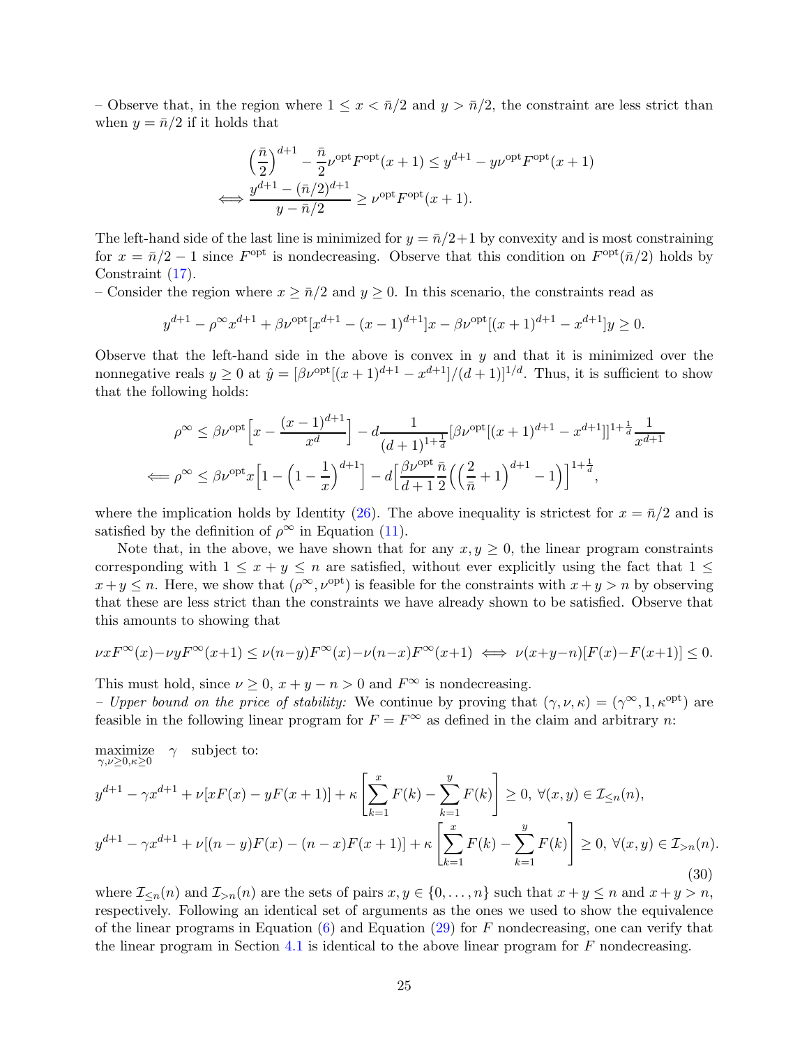– Observe that, in the region where $1 \le x < \bar{n}/2$ and $y > \bar{n}/2$, the constraint are less strict than when $y = \bar{n}/2$ if it holds that

$$
\begin{aligned}
\left(\frac{\bar{n}}{2}\right)^{d+1} - \frac{\bar{n}}{2}\nu^{\text{opt}} F^{\text{opt}}(x+1) &\le y^{d+1} - y\nu^{\text{opt}} F^{\text{opt}}(x+1) \\
\iff \frac{y^{d+1} - (\bar{n}/2)^{d+1}}{y - \bar{n}/2} &\ge \nu^{\text{opt}} F^{\text{opt}}(x+1).
\end{aligned}
$$

The left-hand side of the last line is minimized for $y = \bar{n}/2+1$ by convexity and is most constraining for $x = \bar{n}/2 - 1$ since $F^{\text{opt}}$ is nondecreasing. Observe that this condition on $F^{\text{opt}}(\bar{n}/2)$ holds by Constraint (17).

– Consider the region where $x \ge \bar{n}/2$ and $y \ge 0$. In this scenario, the constraints read as

$$
y^{d+1} - \rho^{\infty} x^{d+1} + \beta\nu^{\text{opt}}[x^{d+1} - (x-1)^{d+1}]x - \beta\nu^{\text{opt}}[(x+1)^{d+1} - x^{d+1}]y \ge 0.
$$

Observe that the left-hand side in the above is convex in $y$ and that it is minimized over the nonnegative reals $y \ge 0$ at $\hat{y} = [\beta\nu^{\text{opt}}[(x+1)^{d+1} - x^{d+1}]/(d+1)]^{1/d}$. Thus, it is sufficient to show that the following holds:

$$
\begin{aligned}
\rho^{\infty} &\le \beta\nu^{\text{opt}}\Big[x - \frac{(x-1)^{d+1}}{x^d}\Big] - d\frac{1}{(d+1)^{1+\frac{1}{d}}}[\beta\nu^{\text{opt}}[(x+1)^{d+1} - x^{d+1}]]^{1+\frac{1}{d}}\frac{1}{x^{d+1}} \\
\Longleftarrow \rho^{\infty} &\le \beta\nu^{\text{opt}} x\Big[1 - \Big(1 - \frac{1}{x}\Big)^{d+1}\Big] - d\Big[\frac{\beta\nu^{\text{opt}}}{d+1}\frac{\bar{n}}{2}\Big(\Big(\frac{2}{\bar{n}}+1\Big)^{d+1} - 1\Big)\Big]^{1+\frac{1}{d}},
\end{aligned}
$$

where the implication holds by Identity (26). The above inequality is strictest for $x = \bar{n}/2$ and is satisfied by the definition of $\rho^{\infty}$ in Equation (11).

Note that, in the above, we have shown that for any $x, y \ge 0$, the linear program constraints corresponding with $1 \le x + y \le n$ are satisfied, without ever explicitly using the fact that $1 \le x + y \le n$. Here, we show that $(\rho^{\infty}, \nu^{\text{opt}})$ is feasible for the constraints with $x + y > n$ by observing that these are less strict than the constraints we have already shown to be satisfied. Observe that this amounts to showing that

$$
\nu x F^{\infty}(x) - \nu y F^{\infty}(x+1) \le \nu(n-y)F^{\infty}(x) - \nu(n-x)F^{\infty}(x+1) \iff \nu(x+y-n)[F(x) - F(x+1)] \le 0.
$$

This must hold, since $\nu \ge 0$, $x + y - n > 0$ and $F^{\infty}$ is nondecreasing.

– *Upper bound on the price of stability:* We continue by proving that $(\gamma, \nu, \kappa) = (\gamma^{\infty}, 1, \kappa^{\text{opt}})$ are feasible in the following linear program for $F = F^{\infty}$ as defined in the claim and arbitrary $n$:

$$
\begin{aligned}
&\underset{\gamma,\nu\ge 0,\kappa\ge 0}{\text{maximize}} \quad \gamma \quad \text{subject to:} \\
&y^{d+1} - \gamma x^{d+1} + \nu[xF(x) - yF(x+1)] + \kappa\left[\sum_{k=1}^{x} F(k) - \sum_{k=1}^{y} F(k)\right] \ge 0, \ \forall (x,y) \in \mathcal{I}_{\le n}(n), \\
&y^{d+1} - \gamma x^{d+1} + \nu[(n-y)F(x) - (n-x)F(x+1)] + \kappa\left[\sum_{k=1}^{x} F(k) - \sum_{k=1}^{y} F(k)\right] \ge 0, \ \forall (x,y) \in \mathcal{I}_{>n}(n).
\end{aligned} \tag{30}
$$

where $\mathcal{I}_{\le n}(n)$ and $\mathcal{I}_{>n}(n)$ are the sets of pairs $x, y \in \{0, \dots, n\}$ such that $x + y \le n$ and $x + y > n$, respectively. Following an identical set of arguments as the ones we used to show the equivalence of the linear programs in Equation (6) and Equation (29) for $F$ nondecreasing, one can verify that the linear program in Section 4.1 is identical to the above linear program for $F$ nondecreasing.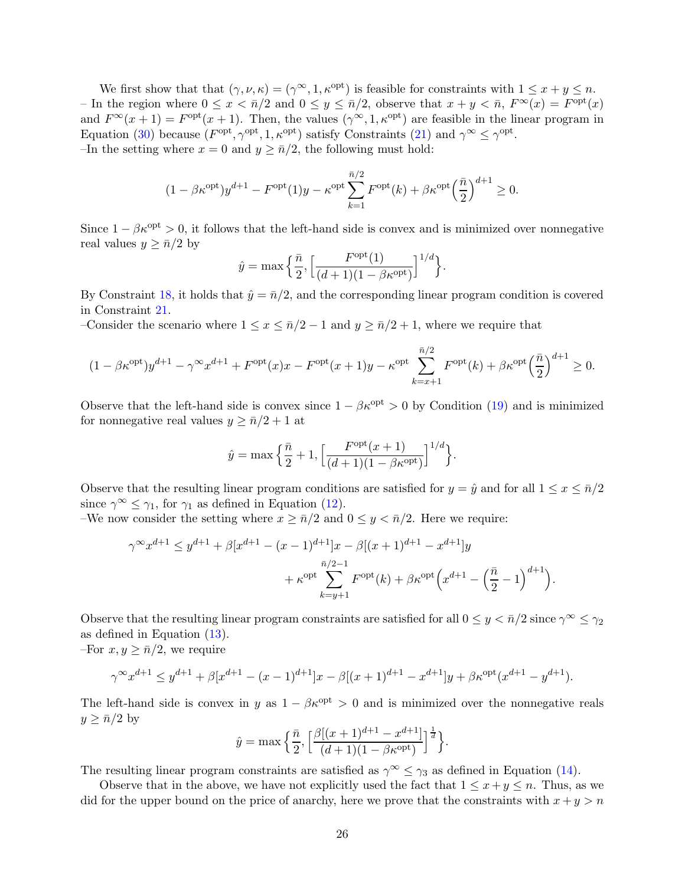We first show that that $(\gamma, \nu, \kappa) = (\gamma^\infty, 1, \kappa^{\text{opt}})$ is feasible for constraints with $1 \leq x + y \leq n$.
– In the region where $0 \leq x < \bar{n}/2$ and $0 \leq y \leq \bar{n}/2$, observe that $x + y < \bar{n}$, $F^\infty(x) = F^{\text{opt}}(x)$ and $F^\infty(x+1) = F^{\text{opt}}(x+1)$. Then, the values $(\gamma^\infty, 1, \kappa^{\text{opt}})$ are feasible in the linear program in Equation (30) because $(F^{\text{opt}}, \gamma^{\text{opt}}, 1, \kappa^{\text{opt}})$ satisfy Constraints (21) and $\gamma^\infty \leq \gamma^{\text{opt}}$.
–In the setting where $x = 0$ and $y \geq \bar{n}/2$, the following must hold:

$$(1 - \beta\kappa^{\text{opt}})y^{d+1} - F^{\text{opt}}(1)y - \kappa^{\text{opt}} \sum_{k=1}^{\bar{n}/2} F^{\text{opt}}(k) + \beta\kappa^{\text{opt}}\Big(\frac{\bar{n}}{2}\Big)^{d+1} \geq 0.$$

Since $1 - \beta\kappa^{\text{opt}} > 0$, it follows that the left-hand side is convex and is minimized over nonnegative real values $y \geq \bar{n}/2$ by

$$\hat{y} = \max\Big\{\frac{\bar{n}}{2}, \Big[\frac{F^{\text{opt}}(1)}{(d+1)(1-\beta\kappa^{\text{opt}})}\Big]^{1/d}\Big\}.$$

By Constraint 18, it holds that $\hat{y} = \bar{n}/2$, and the corresponding linear program condition is covered in Constraint 21.
–Consider the scenario where $1 \leq x \leq \bar{n}/2 - 1$ and $y \geq \bar{n}/2 + 1$, where we require that

$$(1 - \beta\kappa^{\text{opt}})y^{d+1} - \gamma^\infty x^{d+1} + F^{\text{opt}}(x)x - F^{\text{opt}}(x+1)y - \kappa^{\text{opt}} \sum_{k=x+1}^{\bar{n}/2} F^{\text{opt}}(k) + \beta\kappa^{\text{opt}}\Big(\frac{\bar{n}}{2}\Big)^{d+1} \geq 0.$$

Observe that the left-hand side is convex since $1 - \beta\kappa^{\text{opt}} > 0$ by Condition (19) and is minimized for nonnegative real values $y \geq \bar{n}/2 + 1$ at

$$\hat{y} = \max\Big\{\frac{\bar{n}}{2} + 1, \Big[\frac{F^{\text{opt}}(x+1)}{(d+1)(1-\beta\kappa^{\text{opt}})}\Big]^{1/d}\Big\}.$$

Observe that the resulting linear program conditions are satisfied for $y = \hat{y}$ and for all $1 \leq x \leq \bar{n}/2$ since $\gamma^\infty \leq \gamma_1$, for $\gamma_1$ as defined in Equation (12).
–We now consider the setting where $x \geq \bar{n}/2$ and $0 \leq y < \bar{n}/2$. Here we require:

$$\gamma^\infty x^{d+1} \leq y^{d+1} + \beta[x^{d+1} - (x-1)^{d+1}]x - \beta[(x+1)^{d+1} - x^{d+1}]y + \kappa^{\text{opt}} \sum_{k=y+1}^{\bar{n}/2-1} F^{\text{opt}}(k) + \beta\kappa^{\text{opt}}\Big(x^{d+1} - \Big(\frac{\bar{n}}{2} - 1\Big)^{d+1}\Big).$$

Observe that the resulting linear program constraints are satisfied for all $0 \leq y < \bar{n}/2$ since $\gamma^\infty \leq \gamma_2$ as defined in Equation (13).
–For $x, y \geq \bar{n}/2$, we require

$$\gamma^\infty x^{d+1} \leq y^{d+1} + \beta[x^{d+1} - (x-1)^{d+1}]x - \beta[(x+1)^{d+1} - x^{d+1}]y + \beta\kappa^{\text{opt}}(x^{d+1} - y^{d+1}).$$

The left-hand side is convex in $y$ as $1 - \beta\kappa^{\text{opt}} > 0$ and is minimized over the nonnegative reals $y \geq \bar{n}/2$ by

$$\hat{y} = \max\Big\{\frac{\bar{n}}{2}, \Big[\frac{\beta[(x+1)^{d+1} - x^{d+1}]}{(d+1)(1-\beta\kappa^{\text{opt}})}\Big]^{\frac{1}{d}}\Big\}.$$

The resulting linear program constraints are satisfied as $\gamma^\infty \leq \gamma_3$ as defined in Equation (14).

Observe that in the above, we have not explicitly used the fact that $1 \leq x + y \leq n$. Thus, as we did for the upper bound on the price of anarchy, here we prove that the constraints with $x + y > n$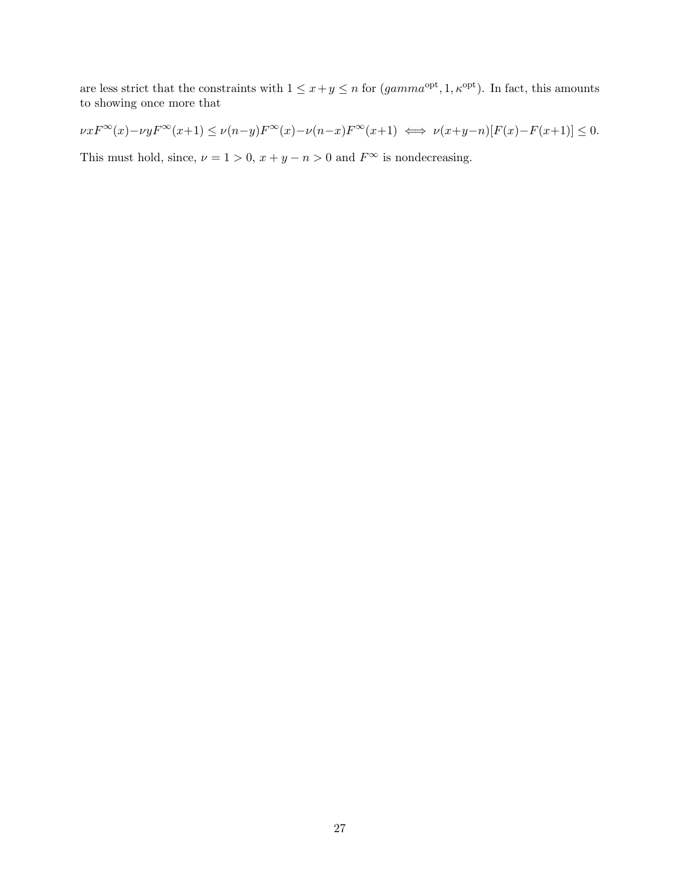are less strict that the constraints with $1 \leq x+y \leq n$ for $(gamma^{\text{opt}}, 1, \kappa^{\text{opt}})$. In fact, this amounts to showing once more that

$$\nu x F^{\infty}(x) - \nu y F^{\infty}(x+1) \leq \nu(n-y)F^{\infty}(x) - \nu(n-x)F^{\infty}(x+1) \iff \nu(x+y-n)[F(x)-F(x+1)] \leq 0.$$

This must hold, since, $\nu = 1 > 0$, $x+y-n > 0$ and $F^{\infty}$ is nondecreasing.